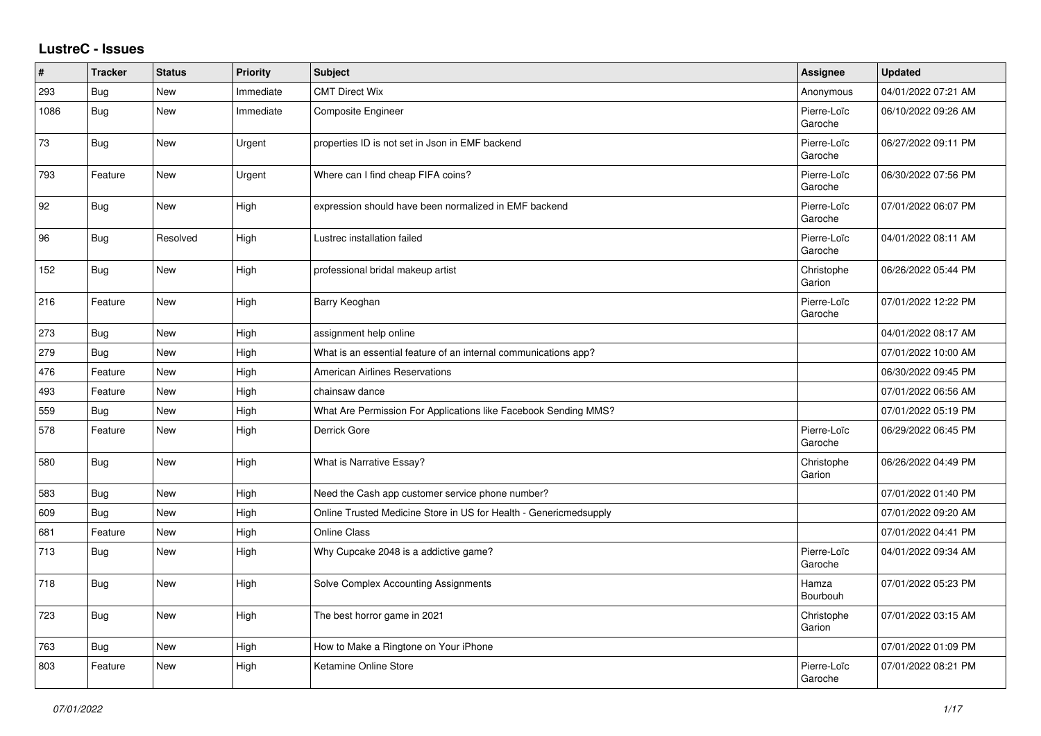# LustreC - Issues

| # | Tracker | Status | Priority | Subject | Assignee | Updated |
|---|---|---|---|---|---|---|
| 293 | Bug | New | Immediate | CMT Direct Wix | Anonymous | 04/01/2022 07:21 AM |
| 1086 | Bug | New | Immediate | Composite Engineer | Pierre-Loïc Garoche | 06/10/2022 09:26 AM |
| 73 | Bug | New | Urgent | properties ID is not set in Json in EMF backend | Pierre-Loïc Garoche | 06/27/2022 09:11 PM |
| 793 | Feature | New | Urgent | Where can I find cheap FIFA coins? | Pierre-Loïc Garoche | 06/30/2022 07:56 PM |
| 92 | Bug | New | High | expression should have been normalized in EMF backend | Pierre-Loïc Garoche | 07/01/2022 06:07 PM |
| 96 | Bug | Resolved | High | Lustrec installation failed | Pierre-Loïc Garoche | 04/01/2022 08:11 AM |
| 152 | Bug | New | High | professional bridal makeup artist | Christophe Garion | 06/26/2022 05:44 PM |
| 216 | Feature | New | High | Barry Keoghan | Pierre-Loïc Garoche | 07/01/2022 12:22 PM |
| 273 | Bug | New | High | assignment help online | | 04/01/2022 08:17 AM |
| 279 | Bug | New | High | What is an essential feature of an internal communications app? | | 07/01/2022 10:00 AM |
| 476 | Feature | New | High | American Airlines Reservations | | 06/30/2022 09:45 PM |
| 493 | Feature | New | High | chainsaw dance | | 07/01/2022 06:56 AM |
| 559 | Bug | New | High | What Are Permission For Applications like Facebook Sending MMS? | | 07/01/2022 05:19 PM |
| 578 | Feature | New | High | Derrick Gore | Pierre-Loïc Garoche | 06/29/2022 06:45 PM |
| 580 | Bug | New | High | What is Narrative Essay? | Christophe Garion | 06/26/2022 04:49 PM |
| 583 | Bug | New | High | Need the Cash app customer service phone number? | | 07/01/2022 01:40 PM |
| 609 | Bug | New | High | Online Trusted Medicine Store in US for Health - Genericmedsupply | | 07/01/2022 09:20 AM |
| 681 | Feature | New | High | Online Class | | 07/01/2022 04:41 PM |
| 713 | Bug | New | High | Why Cupcake 2048 is a addictive game? | Pierre-Loïc Garoche | 04/01/2022 09:34 AM |
| 718 | Bug | New | High | Solve Complex Accounting Assignments | Hamza Bourbouh | 07/01/2022 05:23 PM |
| 723 | Bug | New | High | The best horror game in 2021 | Christophe Garion | 07/01/2022 03:15 AM |
| 763 | Bug | New | High | How to Make a Ringtone on Your iPhone | | 07/01/2022 01:09 PM |
| 803 | Feature | New | High | Ketamine Online Store | Pierre-Loïc Garoche | 07/01/2022 08:21 PM |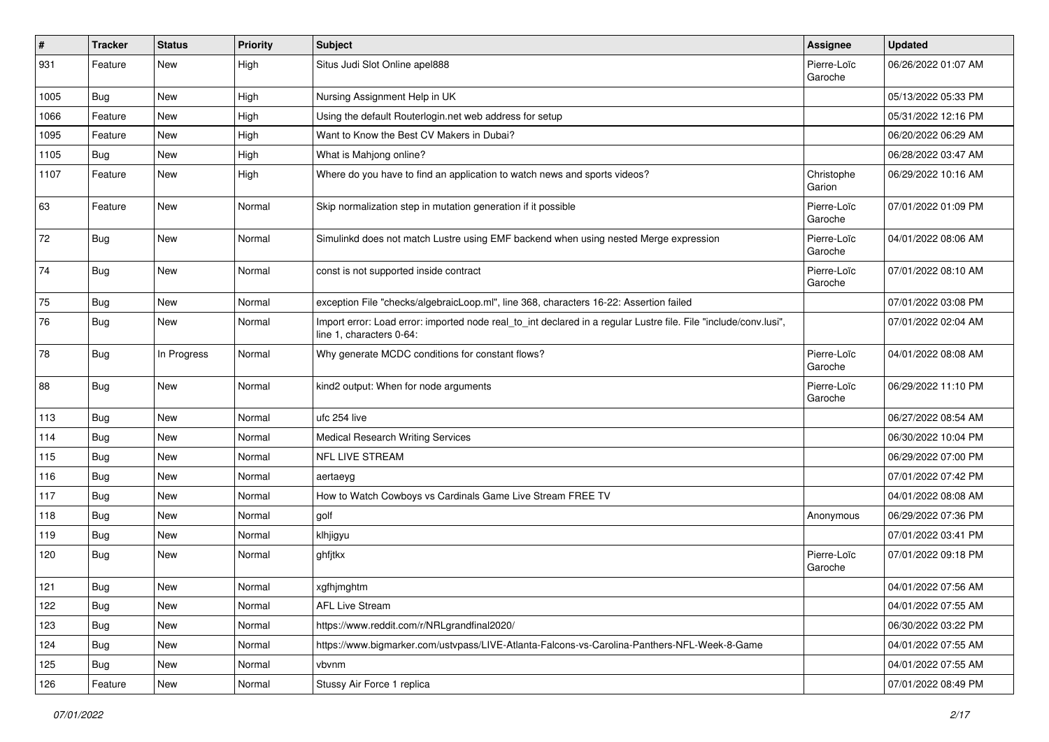| # | Tracker | Status | Priority | Subject | Assignee | Updated |
|---|---|---|---|---|---|---|
| 931 | Feature | New | High | Situs Judi Slot Online apel888 | Pierre-Loïc Garoche | 06/26/2022 01:07 AM |
| 1005 | Bug | New | High | Nursing Assignment Help in UK | | 05/13/2022 05:33 PM |
| 1066 | Feature | New | High | Using the default Routerlogin.net web address for setup | | 05/31/2022 12:16 PM |
| 1095 | Feature | New | High | Want to Know the Best CV Makers in Dubai? | | 06/20/2022 06:29 AM |
| 1105 | Bug | New | High | What is Mahjong online? | | 06/28/2022 03:47 AM |
| 1107 | Feature | New | High | Where do you have to find an application to watch news and sports videos? | Christophe Garion | 06/29/2022 10:16 AM |
| 63 | Feature | New | Normal | Skip normalization step in mutation generation if it possible | Pierre-Loïc Garoche | 07/01/2022 01:09 PM |
| 72 | Bug | New | Normal | Simulinkd does not match Lustre using EMF backend when using nested Merge expression | Pierre-Loïc Garoche | 04/01/2022 08:06 AM |
| 74 | Bug | New | Normal | const is not supported inside contract | Pierre-Loïc Garoche | 07/01/2022 08:10 AM |
| 75 | Bug | New | Normal | exception File "checks/algebraicLoop.ml", line 368, characters 16-22: Assertion failed | | 07/01/2022 03:08 PM |
| 76 | Bug | New | Normal | Import error: Load error: imported node real_to_int declared in a regular Lustre file. File "include/conv.lusi", line 1, characters 0-64: | | 07/01/2022 02:04 AM |
| 78 | Bug | In Progress | Normal | Why generate MCDC conditions for constant flows? | Pierre-Loïc Garoche | 04/01/2022 08:08 AM |
| 88 | Bug | New | Normal | kind2 output: When for node arguments | Pierre-Loïc Garoche | 06/29/2022 11:10 PM |
| 113 | Bug | New | Normal | ufc 254 live | | 06/27/2022 08:54 AM |
| 114 | Bug | New | Normal | Medical Research Writing Services | | 06/30/2022 10:04 PM |
| 115 | Bug | New | Normal | NFL LIVE STREAM | | 06/29/2022 07:00 PM |
| 116 | Bug | New | Normal | aertaeyg | | 07/01/2022 07:42 PM |
| 117 | Bug | New | Normal | How to Watch Cowboys vs Cardinals Game Live Stream FREE TV | | 04/01/2022 08:08 AM |
| 118 | Bug | New | Normal | golf | Anonymous | 06/29/2022 07:36 PM |
| 119 | Bug | New | Normal | klhjigyu | | 07/01/2022 03:41 PM |
| 120 | Bug | New | Normal | ghfjtkx | Pierre-Loïc Garoche | 07/01/2022 09:18 PM |
| 121 | Bug | New | Normal | xgfhjmghtm | | 04/01/2022 07:56 AM |
| 122 | Bug | New | Normal | AFL Live Stream | | 04/01/2022 07:55 AM |
| 123 | Bug | New | Normal | https://www.reddit.com/r/NRLgrandfinal2020/ | | 06/30/2022 03:22 PM |
| 124 | Bug | New | Normal | https://www.bigmarker.com/ustvpass/LIVE-Atlanta-Falcons-vs-Carolina-Panthers-NFL-Week-8-Game | | 04/01/2022 07:55 AM |
| 125 | Bug | New | Normal | vbvnm | | 04/01/2022 07:55 AM |
| 126 | Feature | New | Normal | Stussy Air Force 1 replica | | 07/01/2022 08:49 PM |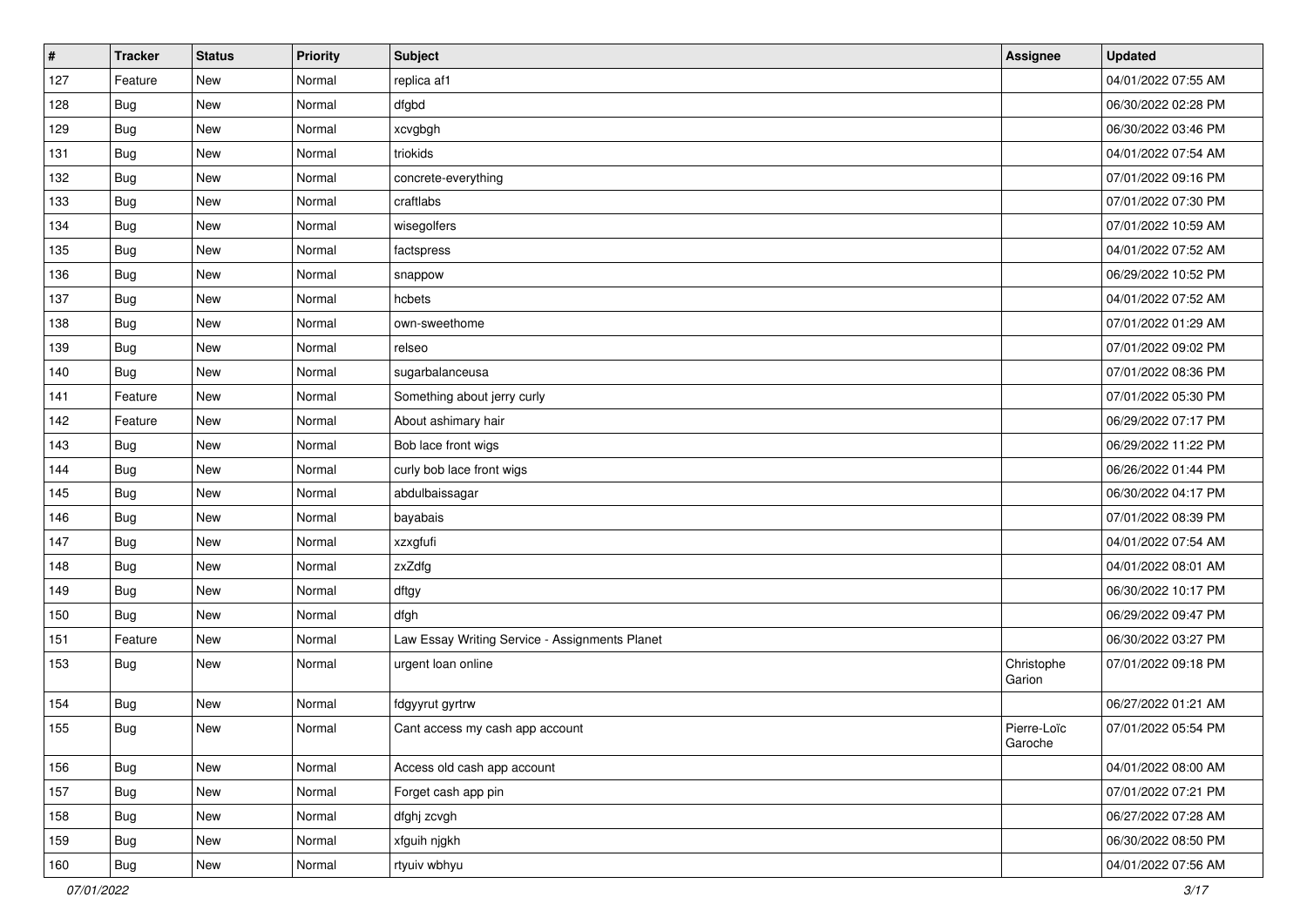| # | Tracker | Status | Priority | Subject | Assignee | Updated |
|---|---|---|---|---|---|---|
| 127 | Feature | New | Normal | replica af1 | | 04/01/2022 07:55 AM |
| 128 | Bug | New | Normal | dfgbd | | 06/30/2022 02:28 PM |
| 129 | Bug | New | Normal | xcvgbgh | | 06/30/2022 03:46 PM |
| 131 | Bug | New | Normal | triokids | | 04/01/2022 07:54 AM |
| 132 | Bug | New | Normal | concrete-everything | | 07/01/2022 09:16 PM |
| 133 | Bug | New | Normal | craftlabs | | 07/01/2022 07:30 PM |
| 134 | Bug | New | Normal | wisegolfers | | 07/01/2022 10:59 AM |
| 135 | Bug | New | Normal | factspress | | 04/01/2022 07:52 AM |
| 136 | Bug | New | Normal | snappow | | 06/29/2022 10:52 PM |
| 137 | Bug | New | Normal | hcbets | | 04/01/2022 07:52 AM |
| 138 | Bug | New | Normal | own-sweethome | | 07/01/2022 01:29 AM |
| 139 | Bug | New | Normal | relseo | | 07/01/2022 09:02 PM |
| 140 | Bug | New | Normal | sugarbalanceusa | | 07/01/2022 08:36 PM |
| 141 | Feature | New | Normal | Something about jerry curly | | 07/01/2022 05:30 PM |
| 142 | Feature | New | Normal | About ashimary hair | | 06/29/2022 07:17 PM |
| 143 | Bug | New | Normal | Bob lace front wigs | | 06/29/2022 11:22 PM |
| 144 | Bug | New | Normal | curly bob lace front wigs | | 06/26/2022 01:44 PM |
| 145 | Bug | New | Normal | abdulbaissagar | | 06/30/2022 04:17 PM |
| 146 | Bug | New | Normal | bayabais | | 07/01/2022 08:39 PM |
| 147 | Bug | New | Normal | xzxgfufi | | 04/01/2022 07:54 AM |
| 148 | Bug | New | Normal | zxZdfg | | 04/01/2022 08:01 AM |
| 149 | Bug | New | Normal | dftgy | | 06/30/2022 10:17 PM |
| 150 | Bug | New | Normal | dfgh | | 06/29/2022 09:47 PM |
| 151 | Feature | New | Normal | Law Essay Writing Service - Assignments Planet | | 06/30/2022 03:27 PM |
| 153 | Bug | New | Normal | urgent loan online | Christophe Garion | 07/01/2022 09:18 PM |
| 154 | Bug | New | Normal | fdgyyrut gyrtrw | | 06/27/2022 01:21 AM |
| 155 | Bug | New | Normal | Cant access my cash app account | Pierre-Loïc Garoche | 07/01/2022 05:54 PM |
| 156 | Bug | New | Normal | Access old cash app account | | 04/01/2022 08:00 AM |
| 157 | Bug | New | Normal | Forget cash app pin | | 07/01/2022 07:21 PM |
| 158 | Bug | New | Normal | dfghj zcvgh | | 06/27/2022 07:28 AM |
| 159 | Bug | New | Normal | xfguih njgkh | | 06/30/2022 08:50 PM |
| 160 | Bug | New | Normal | rtyuiv wbhyu | | 04/01/2022 07:56 AM |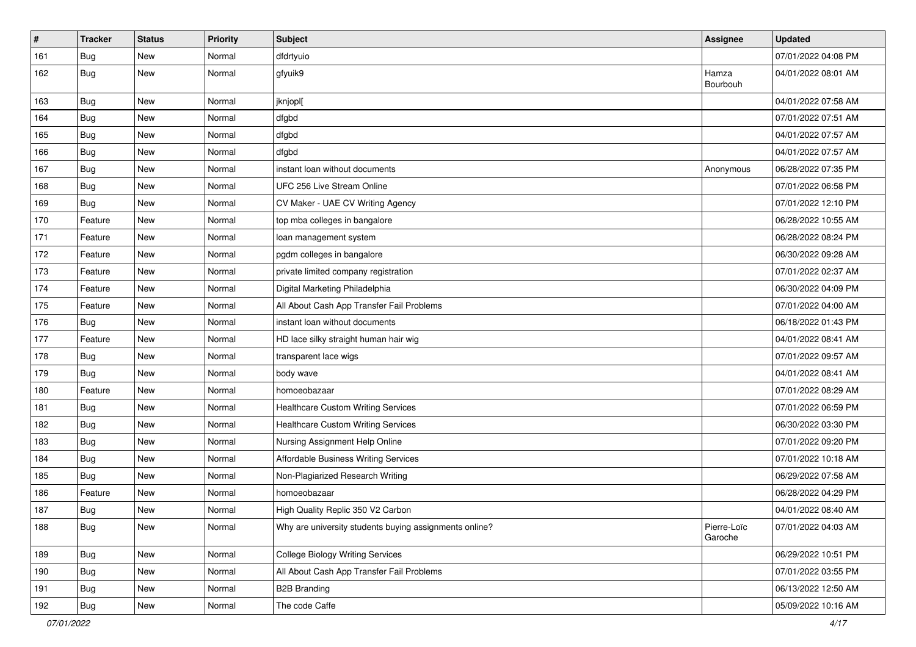| # | Tracker | Status | Priority | Subject | Assignee | Updated |
|---|---|---|---|---|---|---|
| 161 | Bug | New | Normal | dfdrtyuio | | 07/01/2022 04:08 PM |
| 162 | Bug | New | Normal | gfyuik9 | Hamza Bourbouh | 04/01/2022 08:01 AM |
| 163 | Bug | New | Normal | jknjopl[ | | 04/01/2022 07:58 AM |
| 164 | Bug | New | Normal | dfgbd | | 07/01/2022 07:51 AM |
| 165 | Bug | New | Normal | dfgbd | | 04/01/2022 07:57 AM |
| 166 | Bug | New | Normal | dfgbd | | 04/01/2022 07:57 AM |
| 167 | Bug | New | Normal | instant loan without documents | Anonymous | 06/28/2022 07:35 PM |
| 168 | Bug | New | Normal | UFC 256 Live Stream Online | | 07/01/2022 06:58 PM |
| 169 | Bug | New | Normal | CV Maker - UAE CV Writing Agency | | 07/01/2022 12:10 PM |
| 170 | Feature | New | Normal | top mba colleges in bangalore | | 06/28/2022 10:55 AM |
| 171 | Feature | New | Normal | loan management system | | 06/28/2022 08:24 PM |
| 172 | Feature | New | Normal | pgdm colleges in bangalore | | 06/30/2022 09:28 AM |
| 173 | Feature | New | Normal | private limited company registration | | 07/01/2022 02:37 AM |
| 174 | Feature | New | Normal | Digital Marketing Philadelphia | | 06/30/2022 04:09 PM |
| 175 | Feature | New | Normal | All About Cash App Transfer Fail Problems | | 07/01/2022 04:00 AM |
| 176 | Bug | New | Normal | instant loan without documents | | 06/18/2022 01:43 PM |
| 177 | Feature | New | Normal | HD lace silky straight human hair wig | | 04/01/2022 08:41 AM |
| 178 | Bug | New | Normal | transparent lace wigs | | 07/01/2022 09:57 AM |
| 179 | Bug | New | Normal | body wave | | 04/01/2022 08:41 AM |
| 180 | Feature | New | Normal | homoeobazaar | | 07/01/2022 08:29 AM |
| 181 | Bug | New | Normal | Healthcare Custom Writing Services | | 07/01/2022 06:59 PM |
| 182 | Bug | New | Normal | Healthcare Custom Writing Services | | 06/30/2022 03:30 PM |
| 183 | Bug | New | Normal | Nursing Assignment Help Online | | 07/01/2022 09:20 PM |
| 184 | Bug | New | Normal | Affordable Business Writing Services | | 07/01/2022 10:18 AM |
| 185 | Bug | New | Normal | Non-Plagiarized Research Writing | | 06/29/2022 07:58 AM |
| 186 | Feature | New | Normal | homoeobazaar | | 06/28/2022 04:29 PM |
| 187 | Bug | New | Normal | High Quality Replic 350 V2 Carbon | | 04/01/2022 08:40 AM |
| 188 | Bug | New | Normal | Why are university students buying assignments online? | Pierre-Loïc Garoche | 07/01/2022 04:03 AM |
| 189 | Bug | New | Normal | College Biology Writing Services | | 06/29/2022 10:51 PM |
| 190 | Bug | New | Normal | All About Cash App Transfer Fail Problems | | 07/01/2022 03:55 PM |
| 191 | Bug | New | Normal | B2B Branding | | 06/13/2022 12:50 AM |
| 192 | Bug | New | Normal | The code Caffe | | 05/09/2022 10:16 AM |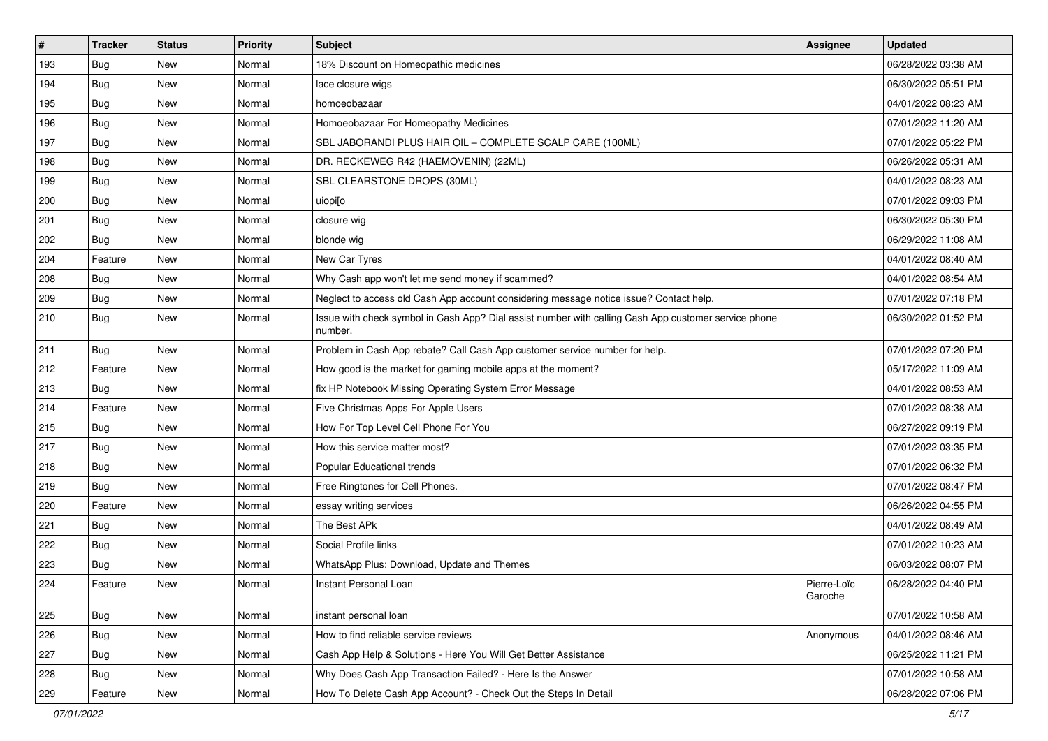| # | Tracker | Status | Priority | Subject | Assignee | Updated |
|---|---|---|---|---|---|---|
| 193 | Bug | New | Normal | 18% Discount on Homeopathic medicines | | 06/28/2022 03:38 AM |
| 194 | Bug | New | Normal | lace closure wigs | | 06/30/2022 05:51 PM |
| 195 | Bug | New | Normal | homoeobazaar | | 04/01/2022 08:23 AM |
| 196 | Bug | New | Normal | Homoeobazaar For Homeopathy Medicines | | 07/01/2022 11:20 AM |
| 197 | Bug | New | Normal | SBL JABORANDI PLUS HAIR OIL – COMPLETE SCALP CARE (100ML) | | 07/01/2022 05:22 PM |
| 198 | Bug | New | Normal | DR. RECKEWEG R42 (HAEMOVENIN) (22ML) | | 06/26/2022 05:31 AM |
| 199 | Bug | New | Normal | SBL CLEARSTONE DROPS (30ML) | | 04/01/2022 08:23 AM |
| 200 | Bug | New | Normal | uiopi[o | | 07/01/2022 09:03 PM |
| 201 | Bug | New | Normal | closure wig | | 06/30/2022 05:30 PM |
| 202 | Bug | New | Normal | blonde wig | | 06/29/2022 11:08 AM |
| 204 | Feature | New | Normal | New Car Tyres | | 04/01/2022 08:40 AM |
| 208 | Bug | New | Normal | Why Cash app won't let me send money if scammed? | | 04/01/2022 08:54 AM |
| 209 | Bug | New | Normal | Neglect to access old Cash App account considering message notice issue? Contact help. | | 07/01/2022 07:18 PM |
| 210 | Bug | New | Normal | Issue with check symbol in Cash App? Dial assist number with calling Cash App customer service phone number. | | 06/30/2022 01:52 PM |
| 211 | Bug | New | Normal | Problem in Cash App rebate? Call Cash App customer service number for help. | | 07/01/2022 07:20 PM |
| 212 | Feature | New | Normal | How good is the market for gaming mobile apps at the moment? | | 05/17/2022 11:09 AM |
| 213 | Bug | New | Normal | fix HP Notebook Missing Operating System Error Message | | 04/01/2022 08:53 AM |
| 214 | Feature | New | Normal | Five Christmas Apps For Apple Users | | 07/01/2022 08:38 AM |
| 215 | Bug | New | Normal | How For Top Level Cell Phone For You | | 06/27/2022 09:19 PM |
| 217 | Bug | New | Normal | How this service matter most? | | 07/01/2022 03:35 PM |
| 218 | Bug | New | Normal | Popular Educational trends | | 07/01/2022 06:32 PM |
| 219 | Bug | New | Normal | Free Ringtones for Cell Phones. | | 07/01/2022 08:47 PM |
| 220 | Feature | New | Normal | essay writing services | | 06/26/2022 04:55 PM |
| 221 | Bug | New | Normal | The Best APk | | 04/01/2022 08:49 AM |
| 222 | Bug | New | Normal | Social Profile links | | 07/01/2022 10:23 AM |
| 223 | Bug | New | Normal | WhatsApp Plus: Download, Update and Themes | | 06/03/2022 08:07 PM |
| 224 | Feature | New | Normal | Instant Personal Loan | Pierre-Loïc Garoche | 06/28/2022 04:40 PM |
| 225 | Bug | New | Normal | instant personal loan | | 07/01/2022 10:58 AM |
| 226 | Bug | New | Normal | How to find reliable service reviews | Anonymous | 04/01/2022 08:46 AM |
| 227 | Bug | New | Normal | Cash App Help & Solutions - Here You Will Get Better Assistance | | 06/25/2022 11:21 PM |
| 228 | Bug | New | Normal | Why Does Cash App Transaction Failed? - Here Is the Answer | | 07/01/2022 10:58 AM |
| 229 | Feature | New | Normal | How To Delete Cash App Account? - Check Out the Steps In Detail | | 06/28/2022 07:06 PM |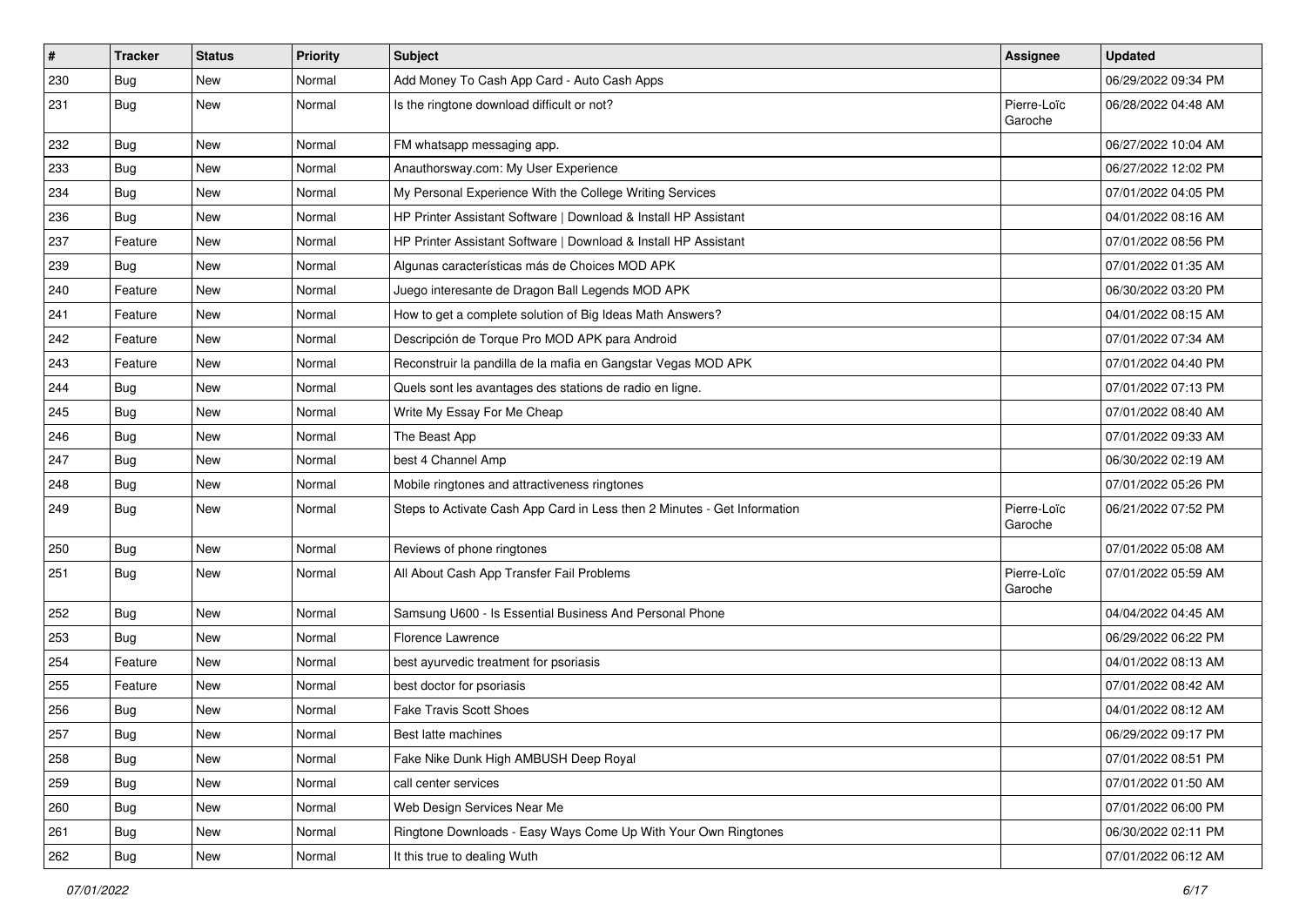| # | Tracker | Status | Priority | Subject | Assignee | Updated |
|---|---|---|---|---|---|---|
| 230 | Bug | New | Normal | Add Money To Cash App Card - Auto Cash Apps | | 06/29/2022 09:34 PM |
| 231 | Bug | New | Normal | Is the ringtone download difficult or not? | Pierre-Loïc Garoche | 06/28/2022 04:48 AM |
| 232 | Bug | New | Normal | FM whatsapp messaging app. | | 06/27/2022 10:04 AM |
| 233 | Bug | New | Normal | Anauthorsway.com: My User Experience | | 06/27/2022 12:02 PM |
| 234 | Bug | New | Normal | My Personal Experience With the College Writing Services | | 07/01/2022 04:05 PM |
| 236 | Bug | New | Normal | HP Printer Assistant Software \| Download & Install HP Assistant | | 04/01/2022 08:16 AM |
| 237 | Feature | New | Normal | HP Printer Assistant Software \| Download & Install HP Assistant | | 07/01/2022 08:56 PM |
| 239 | Bug | New | Normal | Algunas características más de Choices MOD APK | | 07/01/2022 01:35 AM |
| 240 | Feature | New | Normal | Juego interesante de Dragon Ball Legends MOD APK | | 06/30/2022 03:20 PM |
| 241 | Feature | New | Normal | How to get a complete solution of Big Ideas Math Answers? | | 04/01/2022 08:15 AM |
| 242 | Feature | New | Normal | Descripción de Torque Pro MOD APK para Android | | 07/01/2022 07:34 AM |
| 243 | Feature | New | Normal | Reconstruir la pandilla de la mafia en Gangstar Vegas MOD APK | | 07/01/2022 04:40 PM |
| 244 | Bug | New | Normal | Quels sont les avantages des stations de radio en ligne. | | 07/01/2022 07:13 PM |
| 245 | Bug | New | Normal | Write My Essay For Me Cheap | | 07/01/2022 08:40 AM |
| 246 | Bug | New | Normal | The Beast App | | 07/01/2022 09:33 AM |
| 247 | Bug | New | Normal | best 4 Channel Amp | | 06/30/2022 02:19 AM |
| 248 | Bug | New | Normal | Mobile ringtones and attractiveness ringtones | | 07/01/2022 05:26 PM |
| 249 | Bug | New | Normal | Steps to Activate Cash App Card in Less then 2 Minutes - Get Information | Pierre-Loïc Garoche | 06/21/2022 07:52 PM |
| 250 | Bug | New | Normal | Reviews of phone ringtones | | 07/01/2022 05:08 AM |
| 251 | Bug | New | Normal | All About Cash App Transfer Fail Problems | Pierre-Loïc Garoche | 07/01/2022 05:59 AM |
| 252 | Bug | New | Normal | Samsung U600 - Is Essential Business And Personal Phone | | 04/04/2022 04:45 AM |
| 253 | Bug | New | Normal | Florence Lawrence | | 06/29/2022 06:22 PM |
| 254 | Feature | New | Normal | best ayurvedic treatment for psoriasis | | 04/01/2022 08:13 AM |
| 255 | Feature | New | Normal | best doctor for psoriasis | | 07/01/2022 08:42 AM |
| 256 | Bug | New | Normal | Fake Travis Scott Shoes | | 04/01/2022 08:12 AM |
| 257 | Bug | New | Normal | Best latte machines | | 06/29/2022 09:17 PM |
| 258 | Bug | New | Normal | Fake Nike Dunk High AMBUSH Deep Royal | | 07/01/2022 08:51 PM |
| 259 | Bug | New | Normal | call center services | | 07/01/2022 01:50 AM |
| 260 | Bug | New | Normal | Web Design Services Near Me | | 07/01/2022 06:00 PM |
| 261 | Bug | New | Normal | Ringtone Downloads - Easy Ways Come Up With Your Own Ringtones | | 06/30/2022 02:11 PM |
| 262 | Bug | New | Normal | It this true to dealing Wuth | | 07/01/2022 06:12 AM |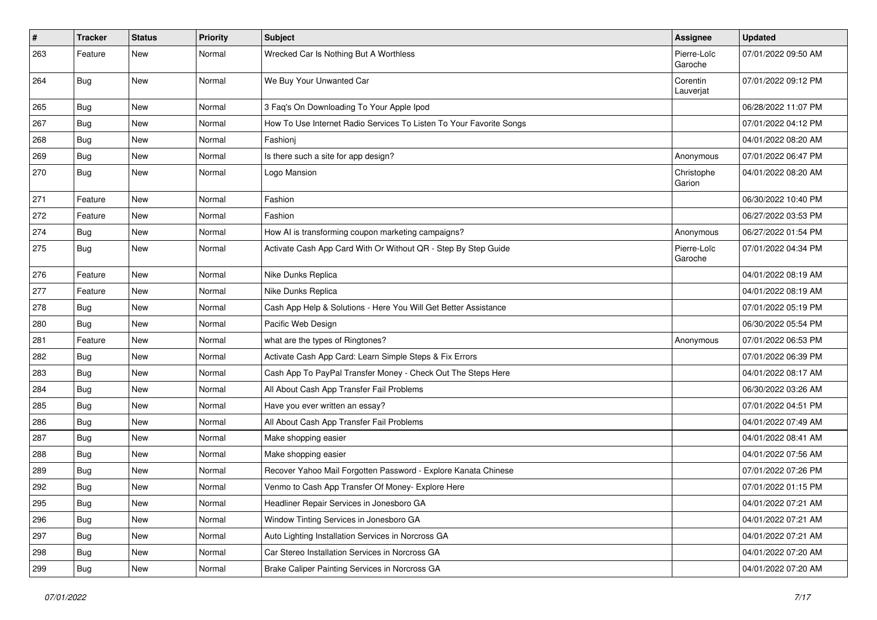| # | Tracker | Status | Priority | Subject | Assignee | Updated |
|---|---|---|---|---|---|---|
| 263 | Feature | New | Normal | Wrecked Car Is Nothing But A Worthless | Pierre-Loïc Garoche | 07/01/2022 09:50 AM |
| 264 | Bug | New | Normal | We Buy Your Unwanted Car | Corentin Lauverjat | 07/01/2022 09:12 PM |
| 265 | Bug | New | Normal | 3 Faq's On Downloading To Your Apple Ipod | | 06/28/2022 11:07 PM |
| 267 | Bug | New | Normal | How To Use Internet Radio Services To Listen To Your Favorite Songs | | 07/01/2022 04:12 PM |
| 268 | Bug | New | Normal | Fashionj | | 04/01/2022 08:20 AM |
| 269 | Bug | New | Normal | Is there such a site for app design? | Anonymous | 07/01/2022 06:47 PM |
| 270 | Bug | New | Normal | Logo Mansion | Christophe Garion | 04/01/2022 08:20 AM |
| 271 | Feature | New | Normal | Fashion | | 06/30/2022 10:40 PM |
| 272 | Feature | New | Normal | Fashion | | 06/27/2022 03:53 PM |
| 274 | Bug | New | Normal | How AI is transforming coupon marketing campaigns? | Anonymous | 06/27/2022 01:54 PM |
| 275 | Bug | New | Normal | Activate Cash App Card With Or Without QR - Step By Step Guide | Pierre-Loïc Garoche | 07/01/2022 04:34 PM |
| 276 | Feature | New | Normal | Nike Dunks Replica | | 04/01/2022 08:19 AM |
| 277 | Feature | New | Normal | Nike Dunks Replica | | 04/01/2022 08:19 AM |
| 278 | Bug | New | Normal | Cash App Help & Solutions - Here You Will Get Better Assistance | | 07/01/2022 05:19 PM |
| 280 | Bug | New | Normal | Pacific Web Design | | 06/30/2022 05:54 PM |
| 281 | Feature | New | Normal | what are the types of Ringtones? | Anonymous | 07/01/2022 06:53 PM |
| 282 | Bug | New | Normal | Activate Cash App Card: Learn Simple Steps & Fix Errors | | 07/01/2022 06:39 PM |
| 283 | Bug | New | Normal | Cash App To PayPal Transfer Money - Check Out The Steps Here | | 04/01/2022 08:17 AM |
| 284 | Bug | New | Normal | All About Cash App Transfer Fail Problems | | 06/30/2022 03:26 AM |
| 285 | Bug | New | Normal | Have you ever written an essay? | | 07/01/2022 04:51 PM |
| 286 | Bug | New | Normal | All About Cash App Transfer Fail Problems | | 04/01/2022 07:49 AM |
| 287 | Bug | New | Normal | Make shopping easier | | 04/01/2022 08:41 AM |
| 288 | Bug | New | Normal | Make shopping easier | | 04/01/2022 07:56 AM |
| 289 | Bug | New | Normal | Recover Yahoo Mail Forgotten Password - Explore Kanata Chinese | | 07/01/2022 07:26 PM |
| 292 | Bug | New | Normal | Venmo to Cash App Transfer Of Money- Explore Here | | 07/01/2022 01:15 PM |
| 295 | Bug | New | Normal | Headliner Repair Services in Jonesboro GA | | 04/01/2022 07:21 AM |
| 296 | Bug | New | Normal | Window Tinting Services in Jonesboro GA | | 04/01/2022 07:21 AM |
| 297 | Bug | New | Normal | Auto Lighting Installation Services in Norcross GA | | 04/01/2022 07:21 AM |
| 298 | Bug | New | Normal | Car Stereo Installation Services in Norcross GA | | 04/01/2022 07:20 AM |
| 299 | Bug | New | Normal | Brake Caliper Painting Services in Norcross GA | | 04/01/2022 07:20 AM |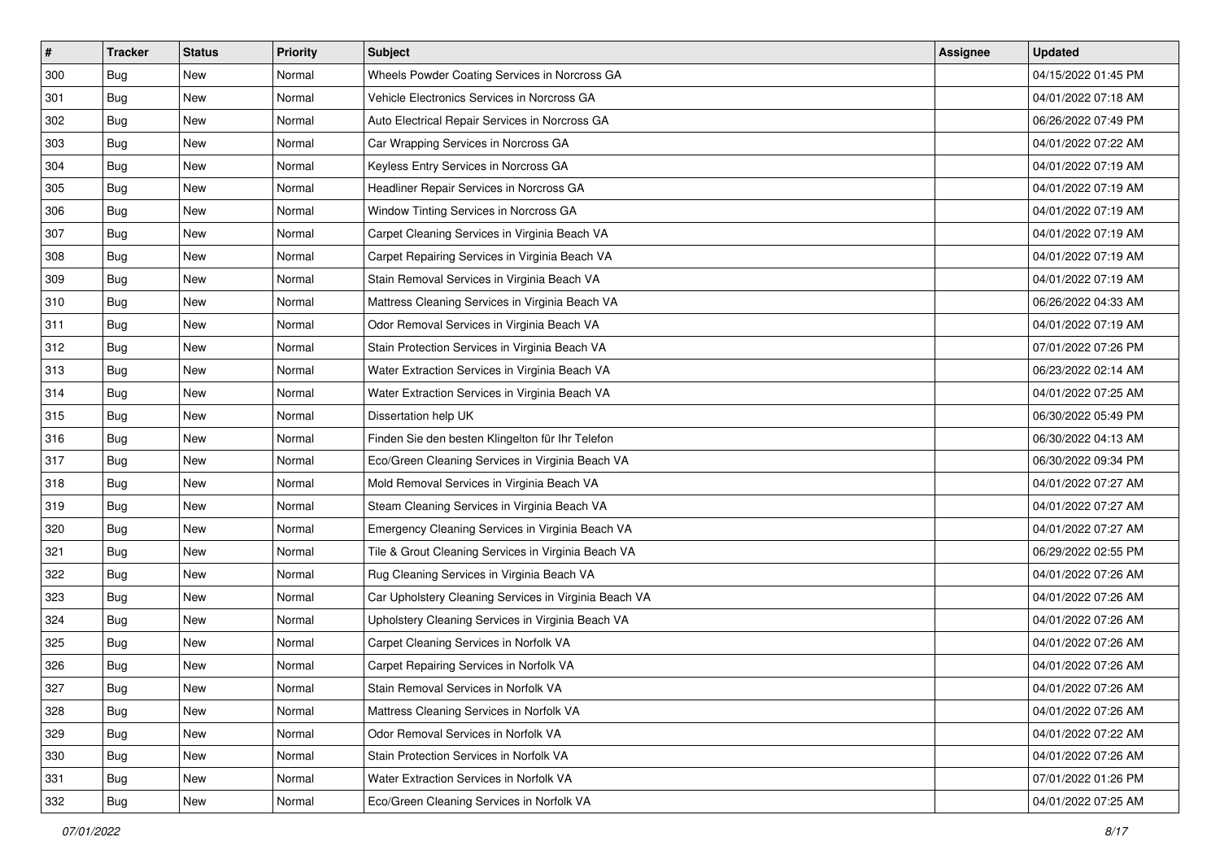| # | Tracker | Status | Priority | Subject | Assignee | Updated |
|---|---|---|---|---|---|---|
| 300 | Bug | New | Normal | Wheels Powder Coating Services in Norcross GA | | 04/15/2022 01:45 PM |
| 301 | Bug | New | Normal | Vehicle Electronics Services in Norcross GA | | 04/01/2022 07:18 AM |
| 302 | Bug | New | Normal | Auto Electrical Repair Services in Norcross GA | | 06/26/2022 07:49 PM |
| 303 | Bug | New | Normal | Car Wrapping Services in Norcross GA | | 04/01/2022 07:22 AM |
| 304 | Bug | New | Normal | Keyless Entry Services in Norcross GA | | 04/01/2022 07:19 AM |
| 305 | Bug | New | Normal | Headliner Repair Services in Norcross GA | | 04/01/2022 07:19 AM |
| 306 | Bug | New | Normal | Window Tinting Services in Norcross GA | | 04/01/2022 07:19 AM |
| 307 | Bug | New | Normal | Carpet Cleaning Services in Virginia Beach VA | | 04/01/2022 07:19 AM |
| 308 | Bug | New | Normal | Carpet Repairing Services in Virginia Beach VA | | 04/01/2022 07:19 AM |
| 309 | Bug | New | Normal | Stain Removal Services in Virginia Beach VA | | 04/01/2022 07:19 AM |
| 310 | Bug | New | Normal | Mattress Cleaning Services in Virginia Beach VA | | 06/26/2022 04:33 AM |
| 311 | Bug | New | Normal | Odor Removal Services in Virginia Beach VA | | 04/01/2022 07:19 AM |
| 312 | Bug | New | Normal | Stain Protection Services in Virginia Beach VA | | 07/01/2022 07:26 PM |
| 313 | Bug | New | Normal | Water Extraction Services in Virginia Beach VA | | 06/23/2022 02:14 AM |
| 314 | Bug | New | Normal | Water Extraction Services in Virginia Beach VA | | 04/01/2022 07:25 AM |
| 315 | Bug | New | Normal | Dissertation help UK | | 06/30/2022 05:49 PM |
| 316 | Bug | New | Normal | Finden Sie den besten Klingelton für Ihr Telefon | | 06/30/2022 04:13 AM |
| 317 | Bug | New | Normal | Eco/Green Cleaning Services in Virginia Beach VA | | 06/30/2022 09:34 PM |
| 318 | Bug | New | Normal | Mold Removal Services in Virginia Beach VA | | 04/01/2022 07:27 AM |
| 319 | Bug | New | Normal | Steam Cleaning Services in Virginia Beach VA | | 04/01/2022 07:27 AM |
| 320 | Bug | New | Normal | Emergency Cleaning Services in Virginia Beach VA | | 04/01/2022 07:27 AM |
| 321 | Bug | New | Normal | Tile & Grout Cleaning Services in Virginia Beach VA | | 06/29/2022 02:55 PM |
| 322 | Bug | New | Normal | Rug Cleaning Services in Virginia Beach VA | | 04/01/2022 07:26 AM |
| 323 | Bug | New | Normal | Car Upholstery Cleaning Services in Virginia Beach VA | | 04/01/2022 07:26 AM |
| 324 | Bug | New | Normal | Upholstery Cleaning Services in Virginia Beach VA | | 04/01/2022 07:26 AM |
| 325 | Bug | New | Normal | Carpet Cleaning Services in Norfolk VA | | 04/01/2022 07:26 AM |
| 326 | Bug | New | Normal | Carpet Repairing Services in Norfolk VA | | 04/01/2022 07:26 AM |
| 327 | Bug | New | Normal | Stain Removal Services in Norfolk VA | | 04/01/2022 07:26 AM |
| 328 | Bug | New | Normal | Mattress Cleaning Services in Norfolk VA | | 04/01/2022 07:26 AM |
| 329 | Bug | New | Normal | Odor Removal Services in Norfolk VA | | 04/01/2022 07:22 AM |
| 330 | Bug | New | Normal | Stain Protection Services in Norfolk VA | | 04/01/2022 07:26 AM |
| 331 | Bug | New | Normal | Water Extraction Services in Norfolk VA | | 07/01/2022 01:26 PM |
| 332 | Bug | New | Normal | Eco/Green Cleaning Services in Norfolk VA | | 04/01/2022 07:25 AM |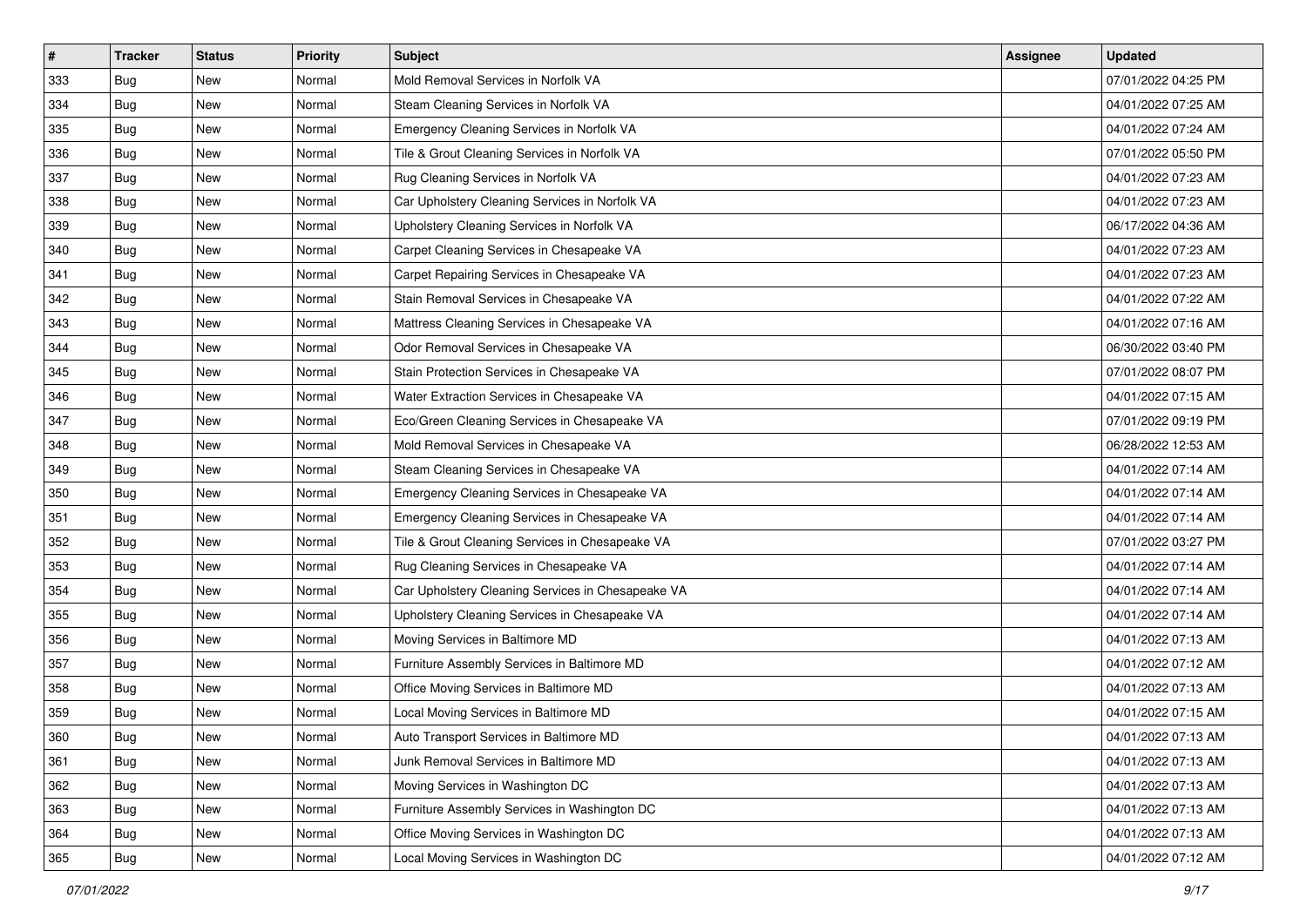| # | Tracker | Status | Priority | Subject | Assignee | Updated |
|---|---|---|---|---|---|---|
| 333 | Bug | New | Normal | Mold Removal Services in Norfolk VA | | 07/01/2022 04:25 PM |
| 334 | Bug | New | Normal | Steam Cleaning Services in Norfolk VA | | 04/01/2022 07:25 AM |
| 335 | Bug | New | Normal | Emergency Cleaning Services in Norfolk VA | | 04/01/2022 07:24 AM |
| 336 | Bug | New | Normal | Tile & Grout Cleaning Services in Norfolk VA | | 07/01/2022 05:50 PM |
| 337 | Bug | New | Normal | Rug Cleaning Services in Norfolk VA | | 04/01/2022 07:23 AM |
| 338 | Bug | New | Normal | Car Upholstery Cleaning Services in Norfolk VA | | 04/01/2022 07:23 AM |
| 339 | Bug | New | Normal | Upholstery Cleaning Services in Norfolk VA | | 06/17/2022 04:36 AM |
| 340 | Bug | New | Normal | Carpet Cleaning Services in Chesapeake VA | | 04/01/2022 07:23 AM |
| 341 | Bug | New | Normal | Carpet Repairing Services in Chesapeake VA | | 04/01/2022 07:23 AM |
| 342 | Bug | New | Normal | Stain Removal Services in Chesapeake VA | | 04/01/2022 07:22 AM |
| 343 | Bug | New | Normal | Mattress Cleaning Services in Chesapeake VA | | 04/01/2022 07:16 AM |
| 344 | Bug | New | Normal | Odor Removal Services in Chesapeake VA | | 06/30/2022 03:40 PM |
| 345 | Bug | New | Normal | Stain Protection Services in Chesapeake VA | | 07/01/2022 08:07 PM |
| 346 | Bug | New | Normal | Water Extraction Services in Chesapeake VA | | 04/01/2022 07:15 AM |
| 347 | Bug | New | Normal | Eco/Green Cleaning Services in Chesapeake VA | | 07/01/2022 09:19 PM |
| 348 | Bug | New | Normal | Mold Removal Services in Chesapeake VA | | 06/28/2022 12:53 AM |
| 349 | Bug | New | Normal | Steam Cleaning Services in Chesapeake VA | | 04/01/2022 07:14 AM |
| 350 | Bug | New | Normal | Emergency Cleaning Services in Chesapeake VA | | 04/01/2022 07:14 AM |
| 351 | Bug | New | Normal | Emergency Cleaning Services in Chesapeake VA | | 04/01/2022 07:14 AM |
| 352 | Bug | New | Normal | Tile & Grout Cleaning Services in Chesapeake VA | | 07/01/2022 03:27 PM |
| 353 | Bug | New | Normal | Rug Cleaning Services in Chesapeake VA | | 04/01/2022 07:14 AM |
| 354 | Bug | New | Normal | Car Upholstery Cleaning Services in Chesapeake VA | | 04/01/2022 07:14 AM |
| 355 | Bug | New | Normal | Upholstery Cleaning Services in Chesapeake VA | | 04/01/2022 07:14 AM |
| 356 | Bug | New | Normal | Moving Services in Baltimore MD | | 04/01/2022 07:13 AM |
| 357 | Bug | New | Normal | Furniture Assembly Services in Baltimore MD | | 04/01/2022 07:12 AM |
| 358 | Bug | New | Normal | Office Moving Services in Baltimore MD | | 04/01/2022 07:13 AM |
| 359 | Bug | New | Normal | Local Moving Services in Baltimore MD | | 04/01/2022 07:15 AM |
| 360 | Bug | New | Normal | Auto Transport Services in Baltimore MD | | 04/01/2022 07:13 AM |
| 361 | Bug | New | Normal | Junk Removal Services in Baltimore MD | | 04/01/2022 07:13 AM |
| 362 | Bug | New | Normal | Moving Services in Washington DC | | 04/01/2022 07:13 AM |
| 363 | Bug | New | Normal | Furniture Assembly Services in Washington DC | | 04/01/2022 07:13 AM |
| 364 | Bug | New | Normal | Office Moving Services in Washington DC | | 04/01/2022 07:13 AM |
| 365 | Bug | New | Normal | Local Moving Services in Washington DC | | 04/01/2022 07:12 AM |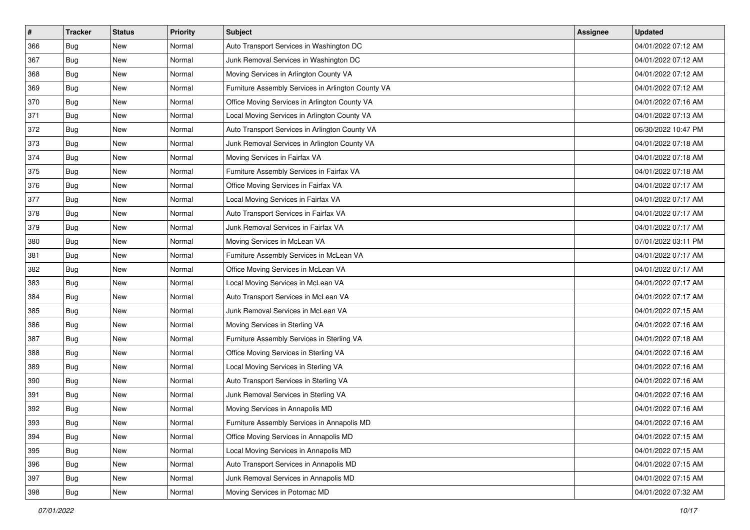| # | Tracker | Status | Priority | Subject | Assignee | Updated |
|---|---|---|---|---|---|---|
| 366 | Bug | New | Normal | Auto Transport Services in Washington DC | | 04/01/2022 07:12 AM |
| 367 | Bug | New | Normal | Junk Removal Services in Washington DC | | 04/01/2022 07:12 AM |
| 368 | Bug | New | Normal | Moving Services in Arlington County VA | | 04/01/2022 07:12 AM |
| 369 | Bug | New | Normal | Furniture Assembly Services in Arlington County VA | | 04/01/2022 07:12 AM |
| 370 | Bug | New | Normal | Office Moving Services in Arlington County VA | | 04/01/2022 07:16 AM |
| 371 | Bug | New | Normal | Local Moving Services in Arlington County VA | | 04/01/2022 07:13 AM |
| 372 | Bug | New | Normal | Auto Transport Services in Arlington County VA | | 06/30/2022 10:47 PM |
| 373 | Bug | New | Normal | Junk Removal Services in Arlington County VA | | 04/01/2022 07:18 AM |
| 374 | Bug | New | Normal | Moving Services in Fairfax VA | | 04/01/2022 07:18 AM |
| 375 | Bug | New | Normal | Furniture Assembly Services in Fairfax VA | | 04/01/2022 07:18 AM |
| 376 | Bug | New | Normal | Office Moving Services in Fairfax VA | | 04/01/2022 07:17 AM |
| 377 | Bug | New | Normal | Local Moving Services in Fairfax VA | | 04/01/2022 07:17 AM |
| 378 | Bug | New | Normal | Auto Transport Services in Fairfax VA | | 04/01/2022 07:17 AM |
| 379 | Bug | New | Normal | Junk Removal Services in Fairfax VA | | 04/01/2022 07:17 AM |
| 380 | Bug | New | Normal | Moving Services in McLean VA | | 07/01/2022 03:11 PM |
| 381 | Bug | New | Normal | Furniture Assembly Services in McLean VA | | 04/01/2022 07:17 AM |
| 382 | Bug | New | Normal | Office Moving Services in McLean VA | | 04/01/2022 07:17 AM |
| 383 | Bug | New | Normal | Local Moving Services in McLean VA | | 04/01/2022 07:17 AM |
| 384 | Bug | New | Normal | Auto Transport Services in McLean VA | | 04/01/2022 07:17 AM |
| 385 | Bug | New | Normal | Junk Removal Services in McLean VA | | 04/01/2022 07:15 AM |
| 386 | Bug | New | Normal | Moving Services in Sterling VA | | 04/01/2022 07:16 AM |
| 387 | Bug | New | Normal | Furniture Assembly Services in Sterling VA | | 04/01/2022 07:18 AM |
| 388 | Bug | New | Normal | Office Moving Services in Sterling VA | | 04/01/2022 07:16 AM |
| 389 | Bug | New | Normal | Local Moving Services in Sterling VA | | 04/01/2022 07:16 AM |
| 390 | Bug | New | Normal | Auto Transport Services in Sterling VA | | 04/01/2022 07:16 AM |
| 391 | Bug | New | Normal | Junk Removal Services in Sterling VA | | 04/01/2022 07:16 AM |
| 392 | Bug | New | Normal | Moving Services in Annapolis MD | | 04/01/2022 07:16 AM |
| 393 | Bug | New | Normal | Furniture Assembly Services in Annapolis MD | | 04/01/2022 07:16 AM |
| 394 | Bug | New | Normal | Office Moving Services in Annapolis MD | | 04/01/2022 07:15 AM |
| 395 | Bug | New | Normal | Local Moving Services in Annapolis MD | | 04/01/2022 07:15 AM |
| 396 | Bug | New | Normal | Auto Transport Services in Annapolis MD | | 04/01/2022 07:15 AM |
| 397 | Bug | New | Normal | Junk Removal Services in Annapolis MD | | 04/01/2022 07:15 AM |
| 398 | Bug | New | Normal | Moving Services in Potomac MD | | 04/01/2022 07:32 AM |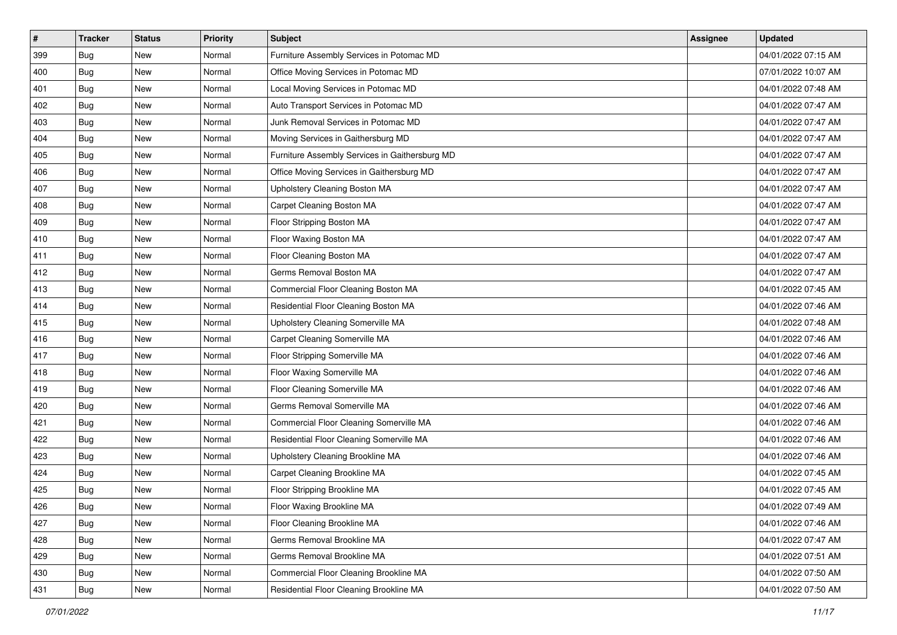| # | Tracker | Status | Priority | Subject | Assignee | Updated |
| --- | --- | --- | --- | --- | --- | --- |
| 399 | Bug | New | Normal | Furniture Assembly Services in Potomac MD | | 04/01/2022 07:15 AM |
| 400 | Bug | New | Normal | Office Moving Services in Potomac MD | | 07/01/2022 10:07 AM |
| 401 | Bug | New | Normal | Local Moving Services in Potomac MD | | 04/01/2022 07:48 AM |
| 402 | Bug | New | Normal | Auto Transport Services in Potomac MD | | 04/01/2022 07:47 AM |
| 403 | Bug | New | Normal | Junk Removal Services in Potomac MD | | 04/01/2022 07:47 AM |
| 404 | Bug | New | Normal | Moving Services in Gaithersburg MD | | 04/01/2022 07:47 AM |
| 405 | Bug | New | Normal | Furniture Assembly Services in Gaithersburg MD | | 04/01/2022 07:47 AM |
| 406 | Bug | New | Normal | Office Moving Services in Gaithersburg MD | | 04/01/2022 07:47 AM |
| 407 | Bug | New | Normal | Upholstery Cleaning Boston MA | | 04/01/2022 07:47 AM |
| 408 | Bug | New | Normal | Carpet Cleaning Boston MA | | 04/01/2022 07:47 AM |
| 409 | Bug | New | Normal | Floor Stripping Boston MA | | 04/01/2022 07:47 AM |
| 410 | Bug | New | Normal | Floor Waxing Boston MA | | 04/01/2022 07:47 AM |
| 411 | Bug | New | Normal | Floor Cleaning Boston MA | | 04/01/2022 07:47 AM |
| 412 | Bug | New | Normal | Germs Removal Boston MA | | 04/01/2022 07:47 AM |
| 413 | Bug | New | Normal | Commercial Floor Cleaning Boston MA | | 04/01/2022 07:45 AM |
| 414 | Bug | New | Normal | Residential Floor Cleaning Boston MA | | 04/01/2022 07:46 AM |
| 415 | Bug | New | Normal | Upholstery Cleaning Somerville MA | | 04/01/2022 07:48 AM |
| 416 | Bug | New | Normal | Carpet Cleaning Somerville MA | | 04/01/2022 07:46 AM |
| 417 | Bug | New | Normal | Floor Stripping Somerville MA | | 04/01/2022 07:46 AM |
| 418 | Bug | New | Normal | Floor Waxing Somerville MA | | 04/01/2022 07:46 AM |
| 419 | Bug | New | Normal | Floor Cleaning Somerville MA | | 04/01/2022 07:46 AM |
| 420 | Bug | New | Normal | Germs Removal Somerville MA | | 04/01/2022 07:46 AM |
| 421 | Bug | New | Normal | Commercial Floor Cleaning Somerville MA | | 04/01/2022 07:46 AM |
| 422 | Bug | New | Normal | Residential Floor Cleaning Somerville MA | | 04/01/2022 07:46 AM |
| 423 | Bug | New | Normal | Upholstery Cleaning Brookline MA | | 04/01/2022 07:46 AM |
| 424 | Bug | New | Normal | Carpet Cleaning Brookline MA | | 04/01/2022 07:45 AM |
| 425 | Bug | New | Normal | Floor Stripping Brookline MA | | 04/01/2022 07:45 AM |
| 426 | Bug | New | Normal | Floor Waxing Brookline MA | | 04/01/2022 07:49 AM |
| 427 | Bug | New | Normal | Floor Cleaning Brookline MA | | 04/01/2022 07:46 AM |
| 428 | Bug | New | Normal | Germs Removal Brookline MA | | 04/01/2022 07:47 AM |
| 429 | Bug | New | Normal | Germs Removal Brookline MA | | 04/01/2022 07:51 AM |
| 430 | Bug | New | Normal | Commercial Floor Cleaning Brookline MA | | 04/01/2022 07:50 AM |
| 431 | Bug | New | Normal | Residential Floor Cleaning Brookline MA | | 04/01/2022 07:50 AM |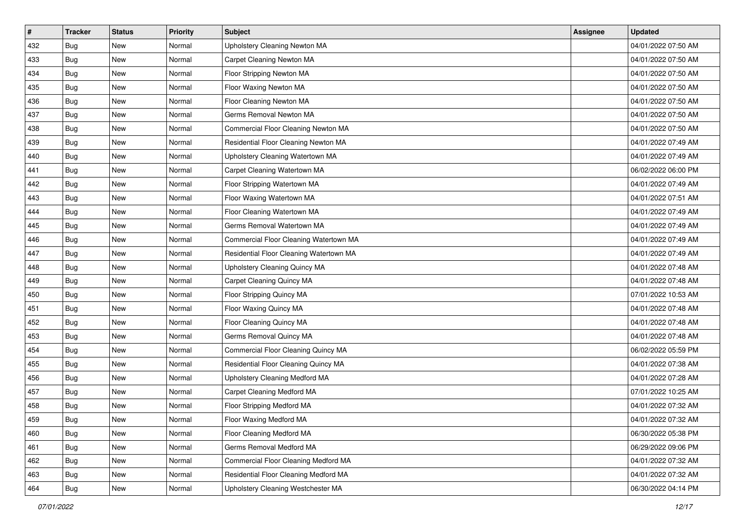| # | Tracker | Status | Priority | Subject | Assignee | Updated |
|---|---|---|---|---|---|---|
| 432 | Bug | New | Normal | Upholstery Cleaning Newton MA | | 04/01/2022 07:50 AM |
| 433 | Bug | New | Normal | Carpet Cleaning Newton MA | | 04/01/2022 07:50 AM |
| 434 | Bug | New | Normal | Floor Stripping Newton MA | | 04/01/2022 07:50 AM |
| 435 | Bug | New | Normal | Floor Waxing Newton MA | | 04/01/2022 07:50 AM |
| 436 | Bug | New | Normal | Floor Cleaning Newton MA | | 04/01/2022 07:50 AM |
| 437 | Bug | New | Normal | Germs Removal Newton MA | | 04/01/2022 07:50 AM |
| 438 | Bug | New | Normal | Commercial Floor Cleaning Newton MA | | 04/01/2022 07:50 AM |
| 439 | Bug | New | Normal | Residential Floor Cleaning Newton MA | | 04/01/2022 07:49 AM |
| 440 | Bug | New | Normal | Upholstery Cleaning Watertown MA | | 04/01/2022 07:49 AM |
| 441 | Bug | New | Normal | Carpet Cleaning Watertown MA | | 06/02/2022 06:00 PM |
| 442 | Bug | New | Normal | Floor Stripping Watertown MA | | 04/01/2022 07:49 AM |
| 443 | Bug | New | Normal | Floor Waxing Watertown MA | | 04/01/2022 07:51 AM |
| 444 | Bug | New | Normal | Floor Cleaning Watertown MA | | 04/01/2022 07:49 AM |
| 445 | Bug | New | Normal | Germs Removal Watertown MA | | 04/01/2022 07:49 AM |
| 446 | Bug | New | Normal | Commercial Floor Cleaning Watertown MA | | 04/01/2022 07:49 AM |
| 447 | Bug | New | Normal | Residential Floor Cleaning Watertown MA | | 04/01/2022 07:49 AM |
| 448 | Bug | New | Normal | Upholstery Cleaning Quincy MA | | 04/01/2022 07:48 AM |
| 449 | Bug | New | Normal | Carpet Cleaning Quincy MA | | 04/01/2022 07:48 AM |
| 450 | Bug | New | Normal | Floor Stripping Quincy MA | | 07/01/2022 10:53 AM |
| 451 | Bug | New | Normal | Floor Waxing Quincy MA | | 04/01/2022 07:48 AM |
| 452 | Bug | New | Normal | Floor Cleaning Quincy MA | | 04/01/2022 07:48 AM |
| 453 | Bug | New | Normal | Germs Removal Quincy MA | | 04/01/2022 07:48 AM |
| 454 | Bug | New | Normal | Commercial Floor Cleaning Quincy MA | | 06/02/2022 05:59 PM |
| 455 | Bug | New | Normal | Residential Floor Cleaning Quincy MA | | 04/01/2022 07:38 AM |
| 456 | Bug | New | Normal | Upholstery Cleaning Medford MA | | 04/01/2022 07:28 AM |
| 457 | Bug | New | Normal | Carpet Cleaning Medford MA | | 07/01/2022 10:25 AM |
| 458 | Bug | New | Normal | Floor Stripping Medford MA | | 04/01/2022 07:32 AM |
| 459 | Bug | New | Normal | Floor Waxing Medford MA | | 04/01/2022 07:32 AM |
| 460 | Bug | New | Normal | Floor Cleaning Medford MA | | 06/30/2022 05:38 PM |
| 461 | Bug | New | Normal | Germs Removal Medford MA | | 06/29/2022 09:06 PM |
| 462 | Bug | New | Normal | Commercial Floor Cleaning Medford MA | | 04/01/2022 07:32 AM |
| 463 | Bug | New | Normal | Residential Floor Cleaning Medford MA | | 04/01/2022 07:32 AM |
| 464 | Bug | New | Normal | Upholstery Cleaning Westchester MA | | 06/30/2022 04:14 PM |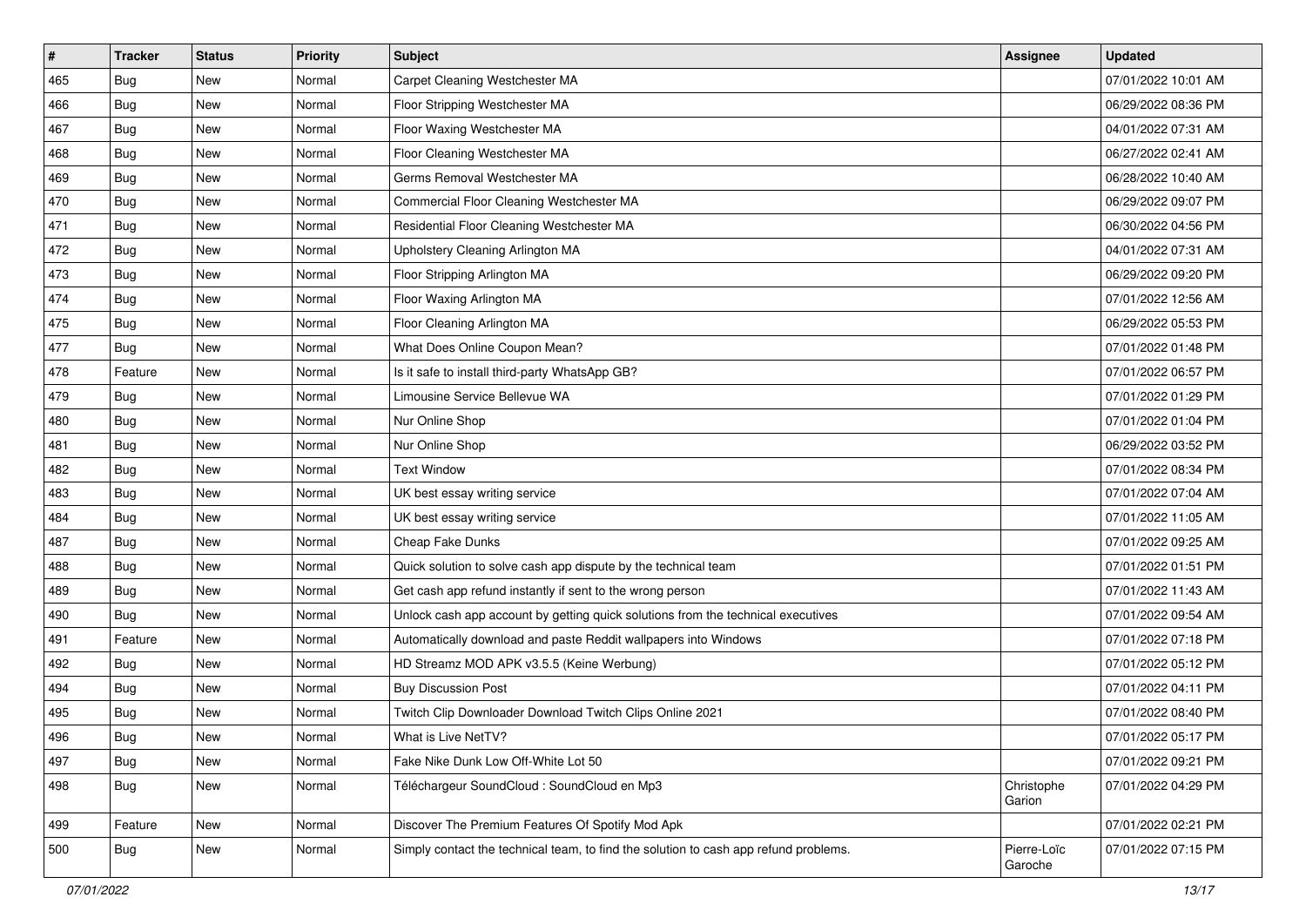| # | Tracker | Status | Priority | Subject | Assignee | Updated |
|---|---|---|---|---|---|---|
| 465 | Bug | New | Normal | Carpet Cleaning Westchester MA | | 07/01/2022 10:01 AM |
| 466 | Bug | New | Normal | Floor Stripping Westchester MA | | 06/29/2022 08:36 PM |
| 467 | Bug | New | Normal | Floor Waxing Westchester MA | | 04/01/2022 07:31 AM |
| 468 | Bug | New | Normal | Floor Cleaning Westchester MA | | 06/27/2022 02:41 AM |
| 469 | Bug | New | Normal | Germs Removal Westchester MA | | 06/28/2022 10:40 AM |
| 470 | Bug | New | Normal | Commercial Floor Cleaning Westchester MA | | 06/29/2022 09:07 PM |
| 471 | Bug | New | Normal | Residential Floor Cleaning Westchester MA | | 06/30/2022 04:56 PM |
| 472 | Bug | New | Normal | Upholstery Cleaning Arlington MA | | 04/01/2022 07:31 AM |
| 473 | Bug | New | Normal | Floor Stripping Arlington MA | | 06/29/2022 09:20 PM |
| 474 | Bug | New | Normal | Floor Waxing Arlington MA | | 07/01/2022 12:56 AM |
| 475 | Bug | New | Normal | Floor Cleaning Arlington MA | | 06/29/2022 05:53 PM |
| 477 | Bug | New | Normal | What Does Online Coupon Mean? | | 07/01/2022 01:48 PM |
| 478 | Feature | New | Normal | Is it safe to install third-party WhatsApp GB? | | 07/01/2022 06:57 PM |
| 479 | Bug | New | Normal | Limousine Service Bellevue WA | | 07/01/2022 01:29 PM |
| 480 | Bug | New | Normal | Nur Online Shop | | 07/01/2022 01:04 PM |
| 481 | Bug | New | Normal | Nur Online Shop | | 06/29/2022 03:52 PM |
| 482 | Bug | New | Normal | Text Window | | 07/01/2022 08:34 PM |
| 483 | Bug | New | Normal | UK best essay writing service | | 07/01/2022 07:04 AM |
| 484 | Bug | New | Normal | UK best essay writing service | | 07/01/2022 11:05 AM |
| 487 | Bug | New | Normal | Cheap Fake Dunks | | 07/01/2022 09:25 AM |
| 488 | Bug | New | Normal | Quick solution to solve cash app dispute by the technical team | | 07/01/2022 01:51 PM |
| 489 | Bug | New | Normal | Get cash app refund instantly if sent to the wrong person | | 07/01/2022 11:43 AM |
| 490 | Bug | New | Normal | Unlock cash app account by getting quick solutions from the technical executives | | 07/01/2022 09:54 AM |
| 491 | Feature | New | Normal | Automatically download and paste Reddit wallpapers into Windows | | 07/01/2022 07:18 PM |
| 492 | Bug | New | Normal | HD Streamz MOD APK v3.5.5 (Keine Werbung) | | 07/01/2022 05:12 PM |
| 494 | Bug | New | Normal | Buy Discussion Post | | 07/01/2022 04:11 PM |
| 495 | Bug | New | Normal | Twitch Clip Downloader Download Twitch Clips Online 2021 | | 07/01/2022 08:40 PM |
| 496 | Bug | New | Normal | What is Live NetTV? | | 07/01/2022 05:17 PM |
| 497 | Bug | New | Normal | Fake Nike Dunk Low Off-White Lot 50 | | 07/01/2022 09:21 PM |
| 498 | Bug | New | Normal | Téléchargeur SoundCloud : SoundCloud en Mp3 | Christophe Garion | 07/01/2022 04:29 PM |
| 499 | Feature | New | Normal | Discover The Premium Features Of Spotify Mod Apk | | 07/01/2022 02:21 PM |
| 500 | Bug | New | Normal | Simply contact the technical team, to find the solution to cash app refund problems. | Pierre-Loïc Garoche | 07/01/2022 07:15 PM |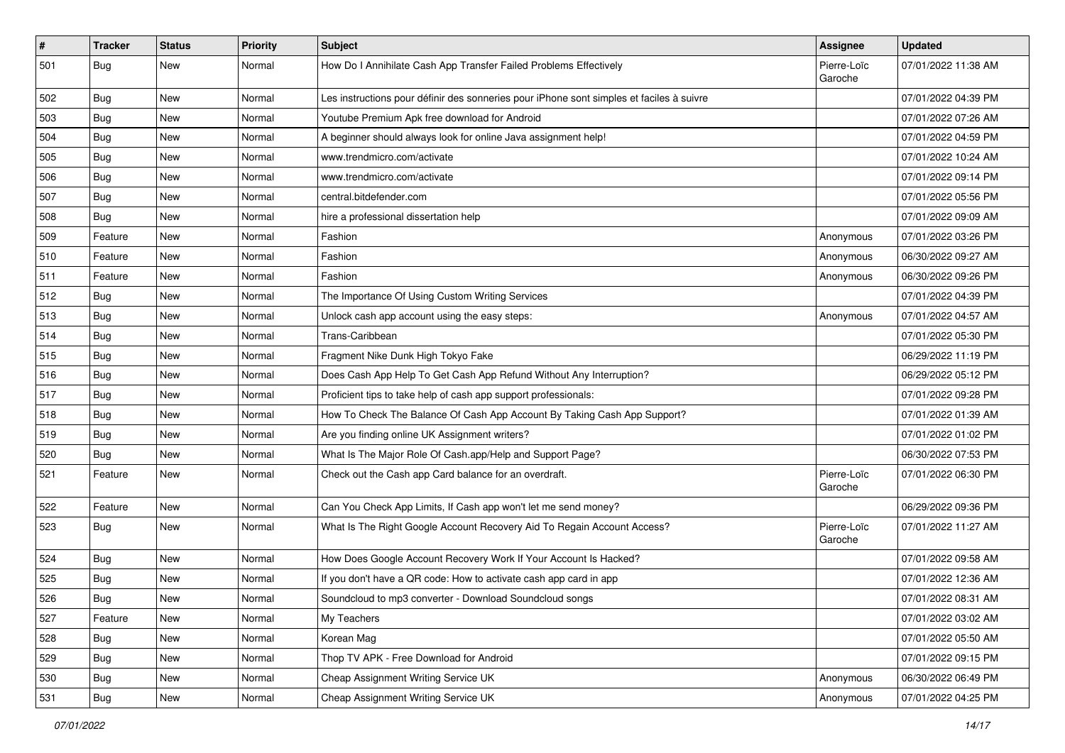| # | Tracker | Status | Priority | Subject | Assignee | Updated |
|---|---|---|---|---|---|---|
| 501 | Bug | New | Normal | How Do I Annihilate Cash App Transfer Failed Problems Effectively | Pierre-Loïc Garoche | 07/01/2022 11:38 AM |
| 502 | Bug | New | Normal | Les instructions pour définir des sonneries pour iPhone sont simples et faciles à suivre | | 07/01/2022 04:39 PM |
| 503 | Bug | New | Normal | Youtube Premium Apk free download for Android | | 07/01/2022 07:26 AM |
| 504 | Bug | New | Normal | A beginner should always look for online Java assignment help! | | 07/01/2022 04:59 PM |
| 505 | Bug | New | Normal | www.trendmicro.com/activate | | 07/01/2022 10:24 AM |
| 506 | Bug | New | Normal | www.trendmicro.com/activate | | 07/01/2022 09:14 PM |
| 507 | Bug | New | Normal | central.bitdefender.com | | 07/01/2022 05:56 PM |
| 508 | Bug | New | Normal | hire a professional dissertation help | | 07/01/2022 09:09 AM |
| 509 | Feature | New | Normal | Fashion | Anonymous | 07/01/2022 03:26 PM |
| 510 | Feature | New | Normal | Fashion | Anonymous | 06/30/2022 09:27 AM |
| 511 | Feature | New | Normal | Fashion | Anonymous | 06/30/2022 09:26 PM |
| 512 | Bug | New | Normal | The Importance Of Using Custom Writing Services | | 07/01/2022 04:39 PM |
| 513 | Bug | New | Normal | Unlock cash app account using the easy steps: | Anonymous | 07/01/2022 04:57 AM |
| 514 | Bug | New | Normal | Trans-Caribbean | | 07/01/2022 05:30 PM |
| 515 | Bug | New | Normal | Fragment Nike Dunk High Tokyo Fake | | 06/29/2022 11:19 PM |
| 516 | Bug | New | Normal | Does Cash App Help To Get Cash App Refund Without Any Interruption? | | 06/29/2022 05:12 PM |
| 517 | Bug | New | Normal | Proficient tips to take help of cash app support professionals: | | 07/01/2022 09:28 PM |
| 518 | Bug | New | Normal | How To Check The Balance Of Cash App Account By Taking Cash App Support? | | 07/01/2022 01:39 AM |
| 519 | Bug | New | Normal | Are you finding online UK Assignment writers? | | 07/01/2022 01:02 PM |
| 520 | Bug | New | Normal | What Is The Major Role Of Cash.app/Help and Support Page? | | 06/30/2022 07:53 PM |
| 521 | Feature | New | Normal | Check out the Cash app Card balance for an overdraft. | Pierre-Loïc Garoche | 07/01/2022 06:30 PM |
| 522 | Feature | New | Normal | Can You Check App Limits, If Cash app won't let me send money? | | 06/29/2022 09:36 PM |
| 523 | Bug | New | Normal | What Is The Right Google Account Recovery Aid To Regain Account Access? | Pierre-Loïc Garoche | 07/01/2022 11:27 AM |
| 524 | Bug | New | Normal | How Does Google Account Recovery Work If Your Account Is Hacked? | | 07/01/2022 09:58 AM |
| 525 | Bug | New | Normal | If you don't have a QR code: How to activate cash app card in app | | 07/01/2022 12:36 AM |
| 526 | Bug | New | Normal | Soundcloud to mp3 converter - Download Soundcloud songs | | 07/01/2022 08:31 AM |
| 527 | Feature | New | Normal | My Teachers | | 07/01/2022 03:02 AM |
| 528 | Bug | New | Normal | Korean Mag | | 07/01/2022 05:50 AM |
| 529 | Bug | New | Normal | Thop TV APK - Free Download for Android | | 07/01/2022 09:15 PM |
| 530 | Bug | New | Normal | Cheap Assignment Writing Service UK | Anonymous | 06/30/2022 06:49 PM |
| 531 | Bug | New | Normal | Cheap Assignment Writing Service UK | Anonymous | 07/01/2022 04:25 PM |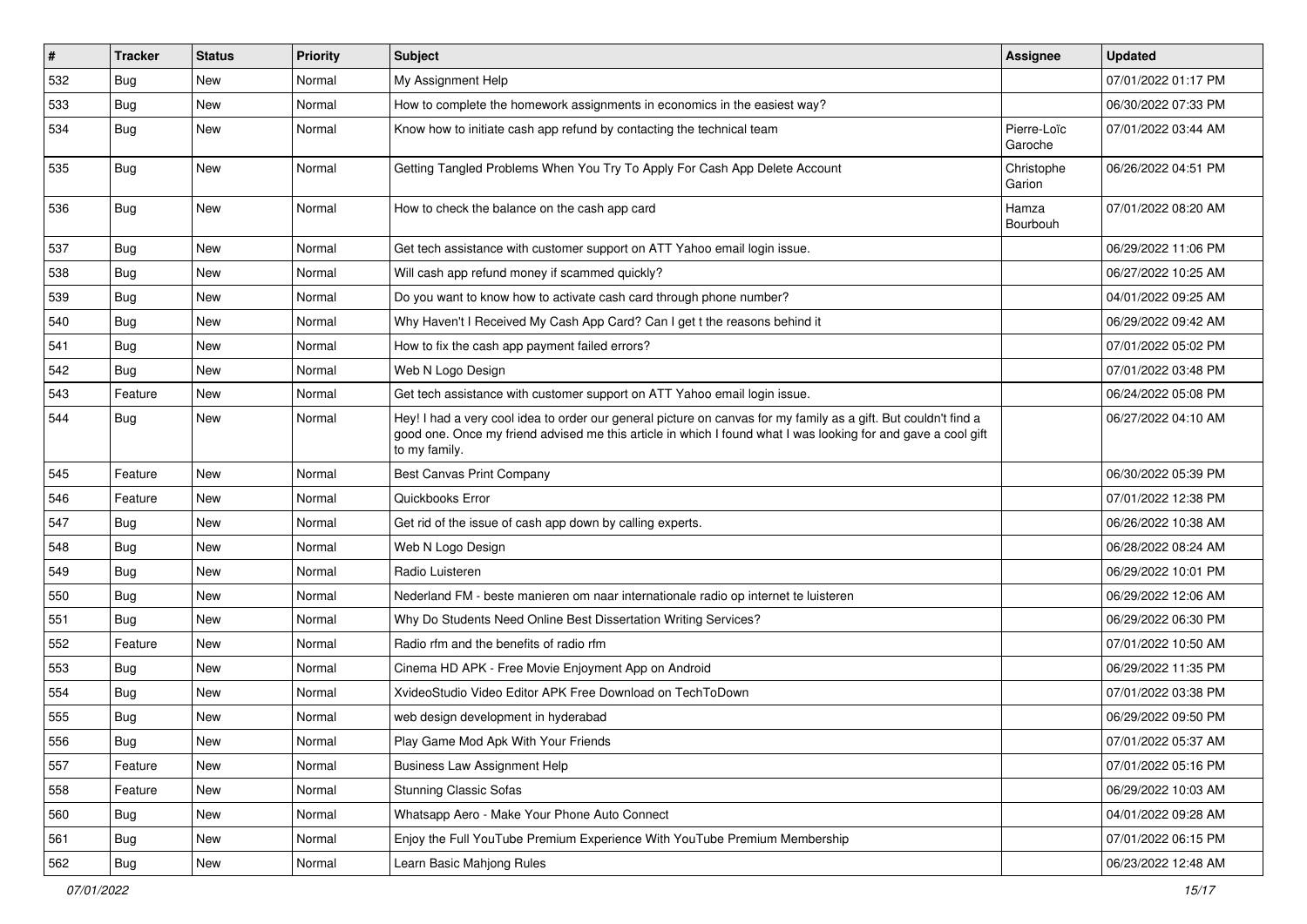| # | Tracker | Status | Priority | Subject | Assignee | Updated |
| --- | --- | --- | --- | --- | --- | --- |
| 532 | Bug | New | Normal | My Assignment Help | | 07/01/2022 01:17 PM |
| 533 | Bug | New | Normal | How to complete the homework assignments in economics in the easiest way? | | 06/30/2022 07:33 PM |
| 534 | Bug | New | Normal | Know how to initiate cash app refund by contacting the technical team | Pierre-Loïc Garoche | 07/01/2022 03:44 AM |
| 535 | Bug | New | Normal | Getting Tangled Problems When You Try To Apply For Cash App Delete Account | Christophe Garion | 06/26/2022 04:51 PM |
| 536 | Bug | New | Normal | How to check the balance on the cash app card | Hamza Bourbouh | 07/01/2022 08:20 AM |
| 537 | Bug | New | Normal | Get tech assistance with customer support on ATT Yahoo email login issue. | | 06/29/2022 11:06 PM |
| 538 | Bug | New | Normal | Will cash app refund money if scammed quickly? | | 06/27/2022 10:25 AM |
| 539 | Bug | New | Normal | Do you want to know how to activate cash card through phone number? | | 04/01/2022 09:25 AM |
| 540 | Bug | New | Normal | Why Haven't I Received My Cash App Card? Can I get t the reasons behind it | | 06/29/2022 09:42 AM |
| 541 | Bug | New | Normal | How to fix the cash app payment failed errors? | | 07/01/2022 05:02 PM |
| 542 | Bug | New | Normal | Web N Logo Design | | 07/01/2022 03:48 PM |
| 543 | Feature | New | Normal | Get tech assistance with customer support on ATT Yahoo email login issue. | | 06/24/2022 05:08 PM |
| 544 | Bug | New | Normal | Hey! I had a very cool idea to order our general picture on canvas for my family as a gift. But couldn't find a good one. Once my friend advised me this article in which I found what I was looking for and gave a cool gift to my family. | | 06/27/2022 04:10 AM |
| 545 | Feature | New | Normal | Best Canvas Print Company | | 06/30/2022 05:39 PM |
| 546 | Feature | New | Normal | Quickbooks Error | | 07/01/2022 12:38 PM |
| 547 | Bug | New | Normal | Get rid of the issue of cash app down by calling experts. | | 06/26/2022 10:38 AM |
| 548 | Bug | New | Normal | Web N Logo Design | | 06/28/2022 08:24 AM |
| 549 | Bug | New | Normal | Radio Luisteren | | 06/29/2022 10:01 PM |
| 550 | Bug | New | Normal | Nederland FM - beste manieren om naar internationale radio op internet te luisteren | | 06/29/2022 12:06 AM |
| 551 | Bug | New | Normal | Why Do Students Need Online Best Dissertation Writing Services? | | 06/29/2022 06:30 PM |
| 552 | Feature | New | Normal | Radio rfm and the benefits of radio rfm | | 07/01/2022 10:50 AM |
| 553 | Bug | New | Normal | Cinema HD APK - Free Movie Enjoyment App on Android | | 06/29/2022 11:35 PM |
| 554 | Bug | New | Normal | XvideoStudio Video Editor APK Free Download on TechToDown | | 07/01/2022 03:38 PM |
| 555 | Bug | New | Normal | web design development in hyderabad | | 06/29/2022 09:50 PM |
| 556 | Bug | New | Normal | Play Game Mod Apk With Your Friends | | 07/01/2022 05:37 AM |
| 557 | Feature | New | Normal | Business Law Assignment Help | | 07/01/2022 05:16 PM |
| 558 | Feature | New | Normal | Stunning Classic Sofas | | 06/29/2022 10:03 AM |
| 560 | Bug | New | Normal | Whatsapp Aero - Make Your Phone Auto Connect | | 04/01/2022 09:28 AM |
| 561 | Bug | New | Normal | Enjoy the Full YouTube Premium Experience With YouTube Premium Membership | | 07/01/2022 06:15 PM |
| 562 | Bug | New | Normal | Learn Basic Mahjong Rules | | 06/23/2022 12:48 AM |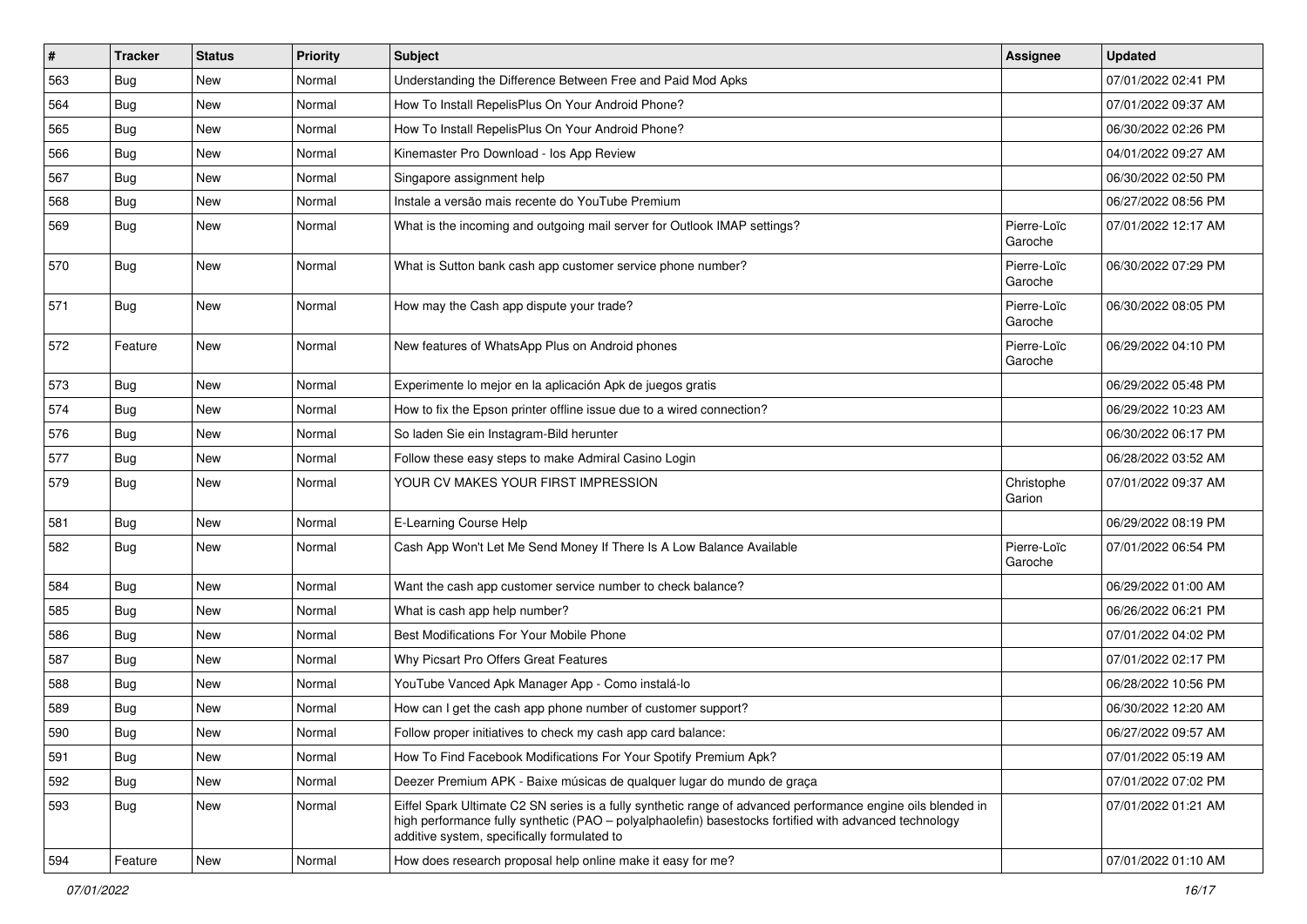| # | Tracker | Status | Priority | Subject | Assignee | Updated |
|---|---|---|---|---|---|---|
| 563 | Bug | New | Normal | Understanding the Difference Between Free and Paid Mod Apks | | 07/01/2022 02:41 PM |
| 564 | Bug | New | Normal | How To Install RepelisPlus On Your Android Phone? | | 07/01/2022 09:37 AM |
| 565 | Bug | New | Normal | How To Install RepelisPlus On Your Android Phone? | | 06/30/2022 02:26 PM |
| 566 | Bug | New | Normal | Kinemaster Pro Download - Ios App Review | | 04/01/2022 09:27 AM |
| 567 | Bug | New | Normal | Singapore assignment help | | 06/30/2022 02:50 PM |
| 568 | Bug | New | Normal | Instale a versão mais recente do YouTube Premium | | 06/27/2022 08:56 PM |
| 569 | Bug | New | Normal | What is the incoming and outgoing mail server for Outlook IMAP settings? | Pierre-Loïc Garoche | 07/01/2022 12:17 AM |
| 570 | Bug | New | Normal | What is Sutton bank cash app customer service phone number? | Pierre-Loïc Garoche | 06/30/2022 07:29 PM |
| 571 | Bug | New | Normal | How may the Cash app dispute your trade? | Pierre-Loïc Garoche | 06/30/2022 08:05 PM |
| 572 | Feature | New | Normal | New features of WhatsApp Plus on Android phones | Pierre-Loïc Garoche | 06/29/2022 04:10 PM |
| 573 | Bug | New | Normal | Experimente lo mejor en la aplicación Apk de juegos gratis | | 06/29/2022 05:48 PM |
| 574 | Bug | New | Normal | How to fix the Epson printer offline issue due to a wired connection? | | 06/29/2022 10:23 AM |
| 576 | Bug | New | Normal | So laden Sie ein Instagram-Bild herunter | | 06/30/2022 06:17 PM |
| 577 | Bug | New | Normal | Follow these easy steps to make Admiral Casino Login | | 06/28/2022 03:52 AM |
| 579 | Bug | New | Normal | YOUR CV MAKES YOUR FIRST IMPRESSION | Christophe Garion | 07/01/2022 09:37 AM |
| 581 | Bug | New | Normal | E-Learning Course Help | | 06/29/2022 08:19 PM |
| 582 | Bug | New | Normal | Cash App Won't Let Me Send Money If There Is A Low Balance Available | Pierre-Loïc Garoche | 07/01/2022 06:54 PM |
| 584 | Bug | New | Normal | Want the cash app customer service number to check balance? | | 06/29/2022 01:00 AM |
| 585 | Bug | New | Normal | What is cash app help number? | | 06/26/2022 06:21 PM |
| 586 | Bug | New | Normal | Best Modifications For Your Mobile Phone | | 07/01/2022 04:02 PM |
| 587 | Bug | New | Normal | Why Picsart Pro Offers Great Features | | 07/01/2022 02:17 PM |
| 588 | Bug | New | Normal | YouTube Vanced Apk Manager App - Como instalá-lo | | 06/28/2022 10:56 PM |
| 589 | Bug | New | Normal | How can I get the cash app phone number of customer support? | | 06/30/2022 12:20 AM |
| 590 | Bug | New | Normal | Follow proper initiatives to check my cash app card balance: | | 06/27/2022 09:57 AM |
| 591 | Bug | New | Normal | How To Find Facebook Modifications For Your Spotify Premium Apk? | | 07/01/2022 05:19 AM |
| 592 | Bug | New | Normal | Deezer Premium APK - Baixe músicas de qualquer lugar do mundo de graça | | 07/01/2022 07:02 PM |
| 593 | Bug | New | Normal | Eiffel Spark Ultimate C2 SN series is a fully synthetic range of advanced performance engine oils blended in high performance fully synthetic (PAO – polyalphaolefin) basestocks fortified with advanced technology additive system, specifically formulated to | | 07/01/2022 01:21 AM |
| 594 | Feature | New | Normal | How does research proposal help online make it easy for me? | | 07/01/2022 01:10 AM |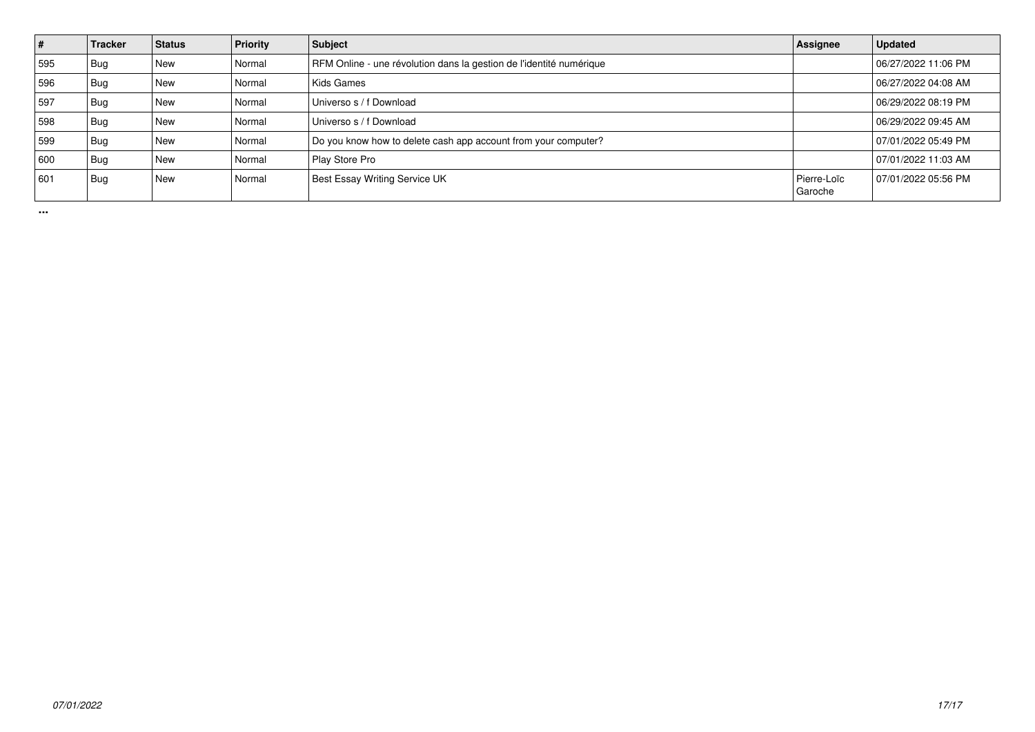| # | Tracker | Status | Priority | Subject | Assignee | Updated |
|---|---|---|---|---|---|---|
| 595 | Bug | New | Normal | RFM Online - une révolution dans la gestion de l'identité numérique | | 06/27/2022 11:06 PM |
| 596 | Bug | New | Normal | Kids Games | | 06/27/2022 04:08 AM |
| 597 | Bug | New | Normal | Universo s / f Download | | 06/29/2022 08:19 PM |
| 598 | Bug | New | Normal | Universo s / f Download | | 06/29/2022 09:45 AM |
| 599 | Bug | New | Normal | Do you know how to delete cash app account from your computer? | | 07/01/2022 05:49 PM |
| 600 | Bug | New | Normal | Play Store Pro | | 07/01/2022 11:03 AM |
| 601 | Bug | New | Normal | Best Essay Writing Service UK | Pierre-Loïc Garoche | 07/01/2022 05:56 PM |

...